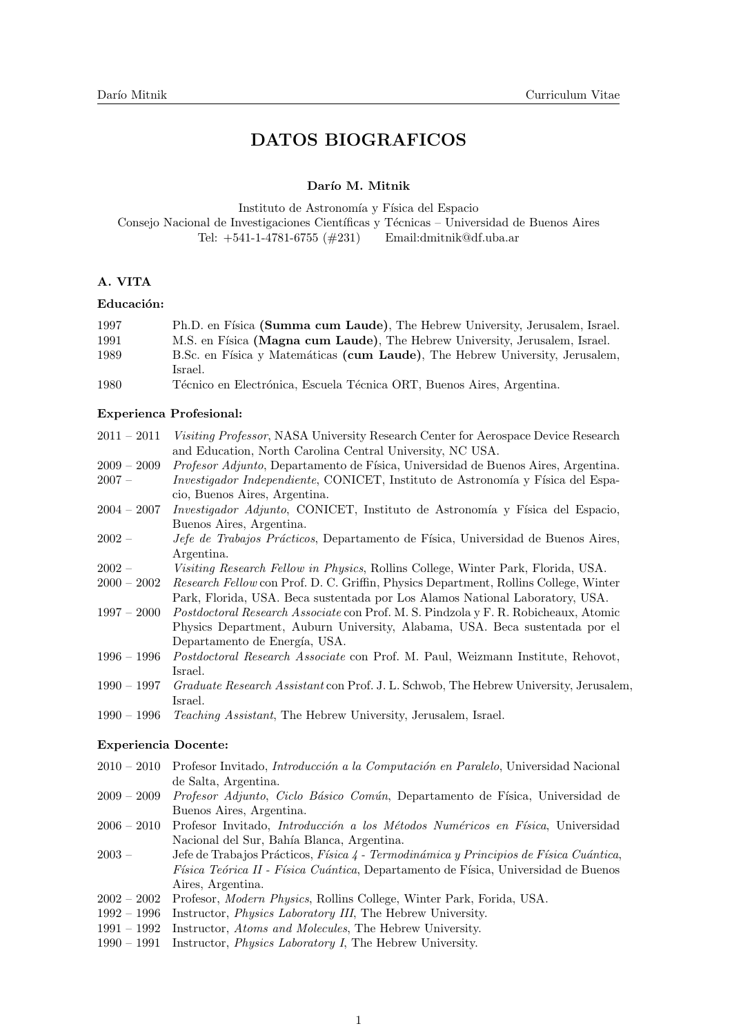# DATOS BIOGRAFICOS

**Darío M. Mitnik**

Instituto de Astronomía y Física del Espacio
Consejo Nacional de Investigaciones Científicas y Técnicas – Universidad de Buenos Aires
Tel: +541-1-4781-6755 (#231)    Email:dmitnik@df.uba.ar

## A. VITA

### Educación:

| | |
|---|---|
| 1997 | Ph.D. en Física **(Summa cum Laude)**, The Hebrew University, Jerusalem, Israel. |
| 1991 | M.S. en Física **(Magna cum Laude)**, The Hebrew University, Jerusalem, Israel. |
| 1989 | B.Sc. en Física y Matemáticas **(cum Laude)**, The Hebrew University, Jerusalem, Israel. |
| 1980 | Técnico en Electrónica, Escuela Técnica ORT, Buenos Aires, Argentina. |

### Experienca Profesional:

| | |
|---|---|
| 2011 – 2011 | *Visiting Professor*, NASA University Research Center for Aerospace Device Research and Education, North Carolina Central University, NC USA. |
| 2009 – 2009 | *Profesor Adjunto*, Departamento de Física, Universidad de Buenos Aires, Argentina. |
| 2007 – | *Investigador Independiente*, CONICET, Instituto de Astronomía y Física del Espacio, Buenos Aires, Argentina. |
| 2004 – 2007 | *Investigador Adjunto*, CONICET, Instituto de Astronomía y Física del Espacio, Buenos Aires, Argentina. |
| 2002 – | *Jefe de Trabajos Prácticos*, Departamento de Física, Universidad de Buenos Aires, Argentina. |
| 2002 – | *Visiting Research Fellow in Physics*, Rollins College, Winter Park, Florida, USA. |
| 2000 – 2002 | *Research Fellow* con Prof. D. C. Griffin, Physics Department, Rollins College, Winter Park, Florida, USA. Beca sustentada por Los Alamos National Laboratory, USA. |
| 1997 – 2000 | *Postdoctoral Research Associate* con Prof. M. S. Pindzola y F. R. Robicheaux, Atomic Physics Department, Auburn University, Alabama, USA. Beca sustentada por el Departamento de Energía, USA. |
| 1996 – 1996 | *Postdoctoral Research Associate* con Prof. M. Paul, Weizmann Institute, Rehovot, Israel. |
| 1990 – 1997 | *Graduate Research Assistant* con Prof. J. L. Schwob, The Hebrew University, Jerusalem, Israel. |
| 1990 – 1996 | *Teaching Assistant*, The Hebrew University, Jerusalem, Israel. |

### Experiencia Docente:

| | |
|---|---|
| 2010 – 2010 | Profesor Invitado, *Introducción a la Computación en Paralelo*, Universidad Nacional de Salta, Argentina. |
| 2009 – 2009 | *Profesor Adjunto, Ciclo Básico Común*, Departamento de Física, Universidad de Buenos Aires, Argentina. |
| 2006 – 2010 | Profesor Invitado, *Introducción a los Métodos Numéricos en Física*, Universidad Nacional del Sur, Bahía Blanca, Argentina. |
| 2003 – | Jefe de Trabajos Prácticos, *Física 4 - Termodinámica y Principios de Física Cuántica*, *Física Teórica II - Física Cuántica*, Departamento de Física, Universidad de Buenos Aires, Argentina. |
| 2002 – 2002 | Profesor, *Modern Physics*, Rollins College, Winter Park, Forida, USA. |
| 1992 – 1996 | Instructor, *Physics Laboratory III*, The Hebrew University. |
| 1991 – 1992 | Instructor, *Atoms and Molecules*, The Hebrew University. |
| 1990 – 1991 | Instructor, *Physics Laboratory I*, The Hebrew University. |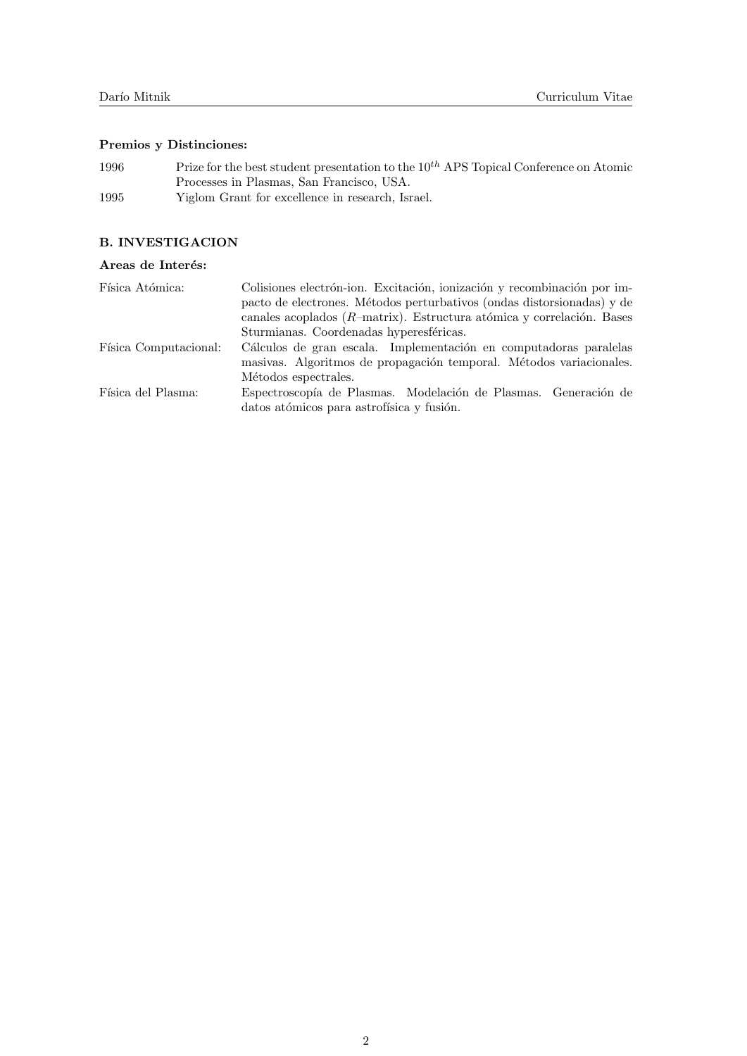**Premios y Distinciones:**

| | |
|---|---|
| 1996 | Prize for the best student presentation to the $10^{th}$ APS Topical Conference on Atomic Processes in Plasmas, San Francisco, USA. |
| 1995 | Yiglom Grant for excellence in research, Israel. |

## B. INVESTIGACION

**Areas de Interés:**

| | |
|---|---|
| Física Atómica: | Colisiones electrón-ion. Excitación, ionización y recombinación por impacto de electrones. Métodos perturbativos (ondas distorsionadas) y de canales acoplados ($R$–matrix). Estructura atómica y correlación. Bases Sturmianas. Coordenadas hyperesféricas. |
| Física Computacional: | Cálculos de gran escala. Implementación en computadoras paralelas masivas. Algoritmos de propagación temporal. Métodos variacionales. Métodos espectrales. |
| Física del Plasma: | Espectroscopía de Plasmas. Modelación de Plasmas. Generación de datos atómicos para astrofísica y fusión. |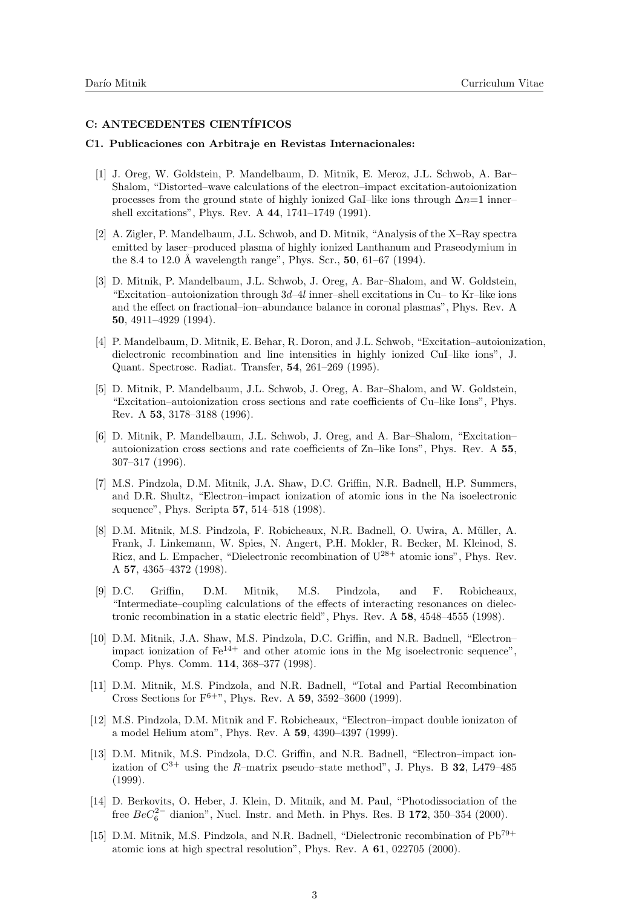### C: ANTECEDENTES CIENTÍFICOS

#### C1. Publicaciones con Arbitraje en Revistas Internacionales:

[1] J. Oreg, W. Goldstein, P. Mandelbaum, D. Mitnik, E. Meroz, J.L. Schwob, A. Bar–Shalom, “Distorted–wave calculations of the electron–impact excitation-autoionization processes from the ground state of highly ionized GaI–like ions through $\Delta n$=1 inner–shell excitations”, Phys. Rev. A **44**, 1741–1749 (1991).

[2] A. Zigler, P. Mandelbaum, J.L. Schwob, and D. Mitnik, “Analysis of the X–Ray spectra emitted by laser–produced plasma of highly ionized Lanthanum and Praseodymium in the 8.4 to 12.0 Å wavelength range”, Phys. Scr., **50**, 61–67 (1994).

[3] D. Mitnik, P. Mandelbaum, J.L. Schwob, J. Oreg, A. Bar–Shalom, and W. Goldstein, “Excitation–autoionization through $3d$–$4l$ inner–shell excitations in Cu– to Kr–like ions and the effect on fractional–ion–abundance balance in coronal plasmas”, Phys. Rev. A **50**, 4911–4929 (1994).

[4] P. Mandelbaum, D. Mitnik, E. Behar, R. Doron, and J.L. Schwob, “Excitation–autoionization, dielectronic recombination and line intensities in highly ionized CuI–like ions”, J. Quant. Spectrosc. Radiat. Transfer, **54**, 261–269 (1995).

[5] D. Mitnik, P. Mandelbaum, J.L. Schwob, J. Oreg, A. Bar–Shalom, and W. Goldstein, “Excitation–autoionization cross sections and rate coefficients of Cu–like Ions”, Phys. Rev. A **53**, 3178–3188 (1996).

[6] D. Mitnik, P. Mandelbaum, J.L. Schwob, J. Oreg, and A. Bar–Shalom, “Excitation–autoionization cross sections and rate coefficients of Zn–like Ions”, Phys. Rev. A **55**, 307–317 (1996).

[7] M.S. Pindzola, D.M. Mitnik, J.A. Shaw, D.C. Griffin, N.R. Badnell, H.P. Summers, and D.R. Shultz, “Electron–impact ionization of atomic ions in the Na isoelectronic sequence”, Phys. Scripta **57**, 514–518 (1998).

[8] D.M. Mitnik, M.S. Pindzola, F. Robicheaux, N.R. Badnell, O. Uwira, A. Müller, A. Frank, J. Linkemann, W. Spies, N. Angert, P.H. Mokler, R. Becker, M. Kleinod, S. Ricz, and L. Empacher, “Dielectronic recombination of $U^{28+}$ atomic ions”, Phys. Rev. A **57**, 4365–4372 (1998).

[9] D.C. Griffin, D.M. Mitnik, M.S. Pindzola, and F. Robicheaux, “Intermediate–coupling calculations of the effects of interacting resonances on dielectronic recombination in a static electric field”, Phys. Rev. A **58**, 4548–4555 (1998).

[10] D.M. Mitnik, J.A. Shaw, M.S. Pindzola, D.C. Griffin, and N.R. Badnell, “Electron–impact ionization of $Fe^{14+}$ and other atomic ions in the Mg isoelectronic sequence”, Comp. Phys. Comm. **114**, 368–377 (1998).

[11] D.M. Mitnik, M.S. Pindzola, and N.R. Badnell, “Total and Partial Recombination Cross Sections for $F^{6+}$”, Phys. Rev. A **59**, 3592–3600 (1999).

[12] M.S. Pindzola, D.M. Mitnik and F. Robicheaux, “Electron–impact double ionizaton of a model Helium atom”, Phys. Rev. A **59**, 4390–4397 (1999).

[13] D.M. Mitnik, M.S. Pindzola, D.C. Griffin, and N.R. Badnell, “Electron–impact ionization of $C^{3+}$ using the $R$–matrix pseudo–state method”, J. Phys. B **32**, L479–485 (1999).

[14] D. Berkovits, O. Heber, J. Klein, D. Mitnik, and M. Paul, “Photodissociation of the free $BeC_6^{2-}$ dianion”, Nucl. Instr. and Meth. in Phys. Res. B **172**, 350–354 (2000).

[15] D.M. Mitnik, M.S. Pindzola, and N.R. Badnell, “Dielectronic recombination of $Pb^{79+}$ atomic ions at high spectral resolution”, Phys. Rev. A **61**, 022705 (2000).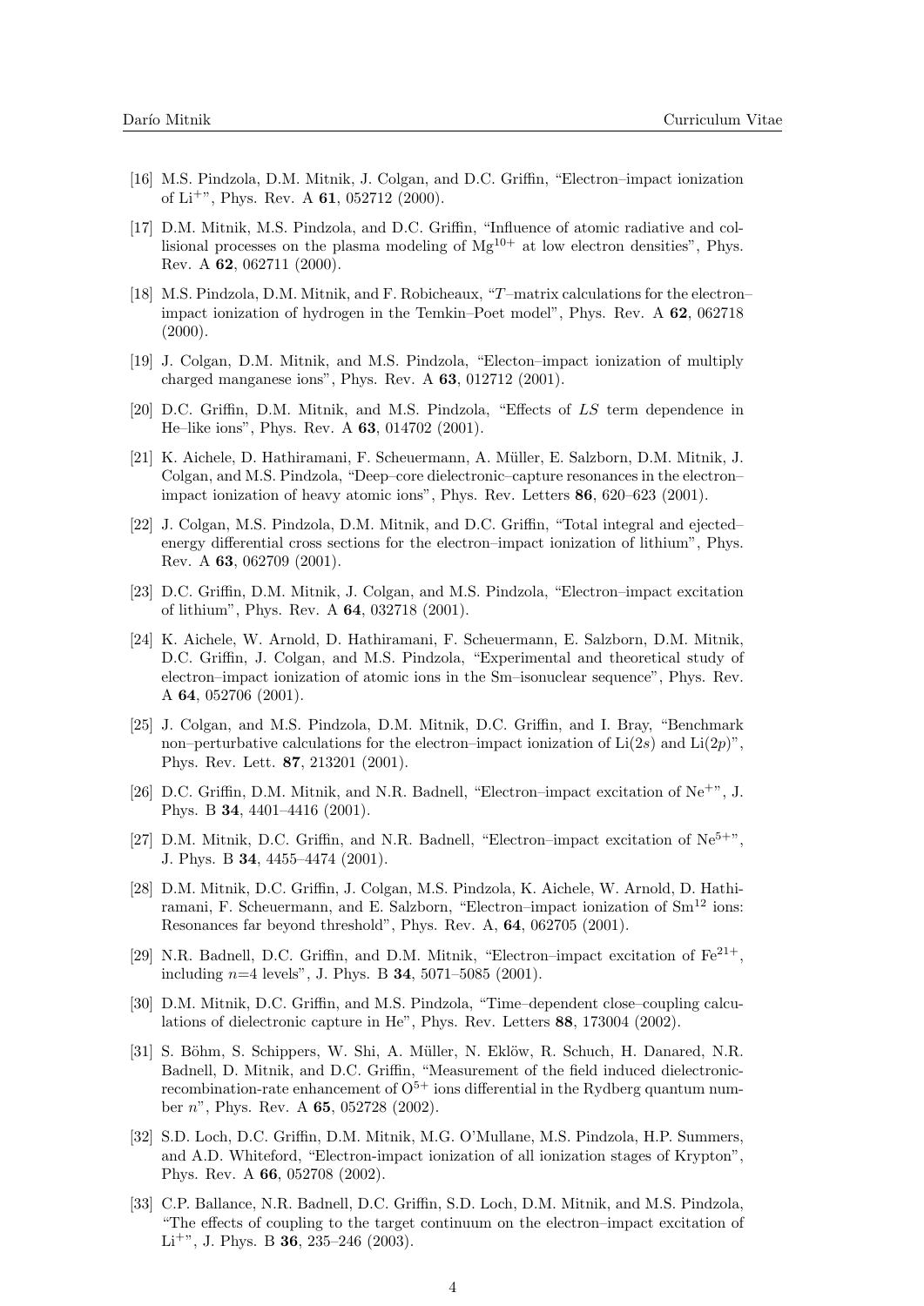[16] M.S. Pindzola, D.M. Mitnik, J. Colgan, and D.C. Griffin, "Electron–impact ionization of $Li^{+}$", Phys. Rev. A **61**, 052712 (2000).

[17] D.M. Mitnik, M.S. Pindzola, and D.C. Griffin, "Influence of atomic radiative and collisional processes on the plasma modeling of $Mg^{10+}$ at low electron densities", Phys. Rev. A **62**, 062711 (2000).

[18] M.S. Pindzola, D.M. Mitnik, and F. Robicheaux, "$T$–matrix calculations for the electron–impact ionization of hydrogen in the Temkin–Poet model", Phys. Rev. A **62**, 062718 (2000).

[19] J. Colgan, D.M. Mitnik, and M.S. Pindzola, "Electon–impact ionization of multiply charged manganese ions", Phys. Rev. A **63**, 012712 (2001).

[20] D.C. Griffin, D.M. Mitnik, and M.S. Pindzola, "Effects of $LS$ term dependence in He–like ions", Phys. Rev. A **63**, 014702 (2001).

[21] K. Aichele, D. Hathiramani, F. Scheuermann, A. Müller, E. Salzborn, D.M. Mitnik, J. Colgan, and M.S. Pindzola, "Deep–core dielectronic–capture resonances in the electron–impact ionization of heavy atomic ions", Phys. Rev. Letters **86**, 620–623 (2001).

[22] J. Colgan, M.S. Pindzola, D.M. Mitnik, and D.C. Griffin, "Total integral and ejected–energy differential cross sections for the electron–impact ionization of lithium", Phys. Rev. A **63**, 062709 (2001).

[23] D.C. Griffin, D.M. Mitnik, J. Colgan, and M.S. Pindzola, "Electron–impact excitation of lithium", Phys. Rev. A **64**, 032718 (2001).

[24] K. Aichele, W. Arnold, D. Hathiramani, F. Scheuermann, E. Salzborn, D.M. Mitnik, D.C. Griffin, J. Colgan, and M.S. Pindzola, "Experimental and theoretical study of electron–impact ionization of atomic ions in the Sm–isonuclear sequence", Phys. Rev. A **64**, 052706 (2001).

[25] J. Colgan, and M.S. Pindzola, D.M. Mitnik, D.C. Griffin, and I. Bray, "Benchmark non–perturbative calculations for the electron–impact ionization of Li($2s$) and Li($2p$)", Phys. Rev. Lett. **87**, 213201 (2001).

[26] D.C. Griffin, D.M. Mitnik, and N.R. Badnell, "Electron–impact excitation of $Ne^{+}$", J. Phys. B **34**, 4401–4416 (2001).

[27] D.M. Mitnik, D.C. Griffin, and N.R. Badnell, "Electron–impact excitation of $Ne^{5+}$", J. Phys. B **34**, 4455–4474 (2001).

[28] D.M. Mitnik, D.C. Griffin, J. Colgan, M.S. Pindzola, K. Aichele, W. Arnold, D. Hathiramani, F. Scheuermann, and E. Salzborn, "Electron–impact ionization of $Sm^{12}$ ions: Resonances far beyond threshold", Phys. Rev. A, **64**, 062705 (2001).

[29] N.R. Badnell, D.C. Griffin, and D.M. Mitnik, "Electron–impact excitation of $Fe^{21+}$, including $n$=4 levels", J. Phys. B **34**, 5071–5085 (2001).

[30] D.M. Mitnik, D.C. Griffin, and M.S. Pindzola, "Time–dependent close–coupling calculations of dielectronic capture in He", Phys. Rev. Letters **88**, 173004 (2002).

[31] S. Böhm, S. Schippers, W. Shi, A. Müller, N. Eklöw, R. Schuch, H. Danared, N.R. Badnell, D. Mitnik, and D.C. Griffin, "Measurement of the field induced dielectronic-recombination-rate enhancement of $O^{5+}$ ions differential in the Rydberg quantum number $n$", Phys. Rev. A **65**, 052728 (2002).

[32] S.D. Loch, D.C. Griffin, D.M. Mitnik, M.G. O'Mullane, M.S. Pindzola, H.P. Summers, and A.D. Whiteford, "Electron-impact ionization of all ionization stages of Krypton", Phys. Rev. A **66**, 052708 (2002).

[33] C.P. Ballance, N.R. Badnell, D.C. Griffin, S.D. Loch, D.M. Mitnik, and M.S. Pindzola, "The effects of coupling to the target continuum on the electron–impact excitation of $Li^{+}$", J. Phys. B **36**, 235–246 (2003).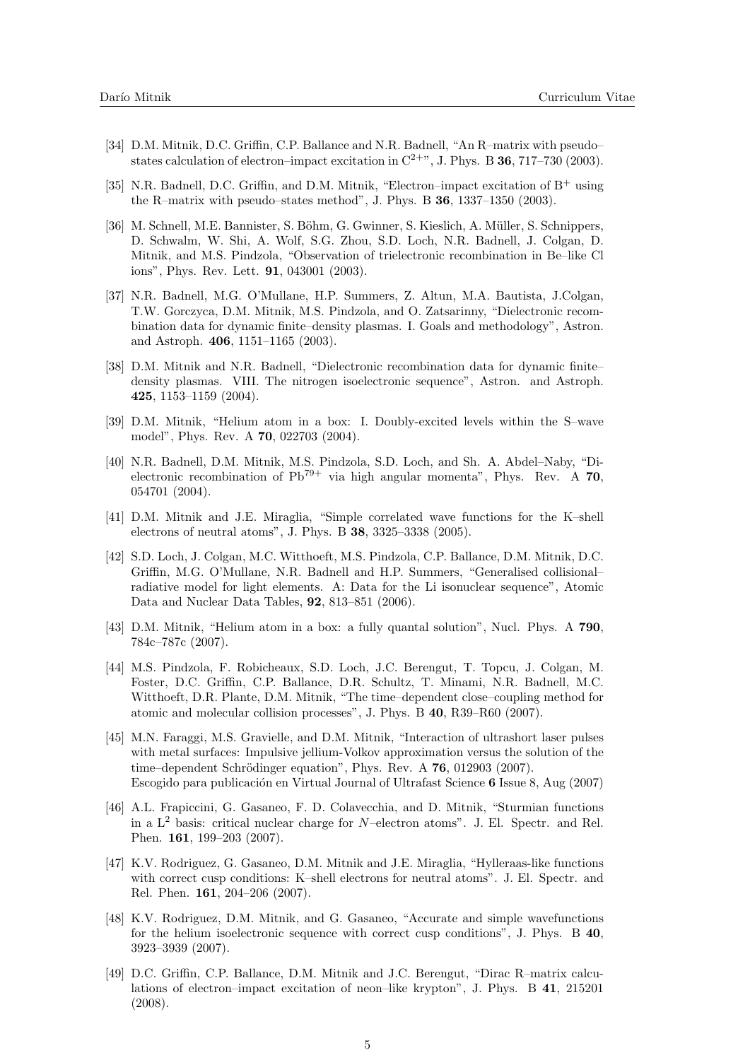[34] D.M. Mitnik, D.C. Griffin, C.P. Ballance and N.R. Badnell, "An R–matrix with pseudo–states calculation of electron–impact excitation in $C^{2+}$", J. Phys. B **36**, 717–730 (2003).

[35] N.R. Badnell, D.C. Griffin, and D.M. Mitnik, "Electron–impact excitation of $B^+$ using the R–matrix with pseudo–states method", J. Phys. B **36**, 1337–1350 (2003).

[36] M. Schnell, M.E. Bannister, S. Böhm, G. Gwinner, S. Kieslich, A. Müller, S. Schnippers, D. Schwalm, W. Shi, A. Wolf, S.G. Zhou, S.D. Loch, N.R. Badnell, J. Colgan, D. Mitnik, and M.S. Pindzola, "Observation of trielectronic recombination in Be–like Cl ions", Phys. Rev. Lett. **91**, 043001 (2003).

[37] N.R. Badnell, M.G. O'Mullane, H.P. Summers, Z. Altun, M.A. Bautista, J.Colgan, T.W. Gorczyca, D.M. Mitnik, M.S. Pindzola, and O. Zatsarinny, "Dielectronic recombination data for dynamic finite–density plasmas. I. Goals and methodology", Astron. and Astroph. **406**, 1151–1165 (2003).

[38] D.M. Mitnik and N.R. Badnell, "Dielectronic recombination data for dynamic finite–density plasmas. VIII. The nitrogen isoelectronic sequence", Astron. and Astroph. **425**, 1153–1159 (2004).

[39] D.M. Mitnik, "Helium atom in a box: I. Doubly-excited levels within the S–wave model", Phys. Rev. A **70**, 022703 (2004).

[40] N.R. Badnell, D.M. Mitnik, M.S. Pindzola, S.D. Loch, and Sh. A. Abdel–Naby, "Dielectronic recombination of $Pb^{79+}$ via high angular momenta", Phys. Rev. A **70**, 054701 (2004).

[41] D.M. Mitnik and J.E. Miraglia, "Simple correlated wave functions for the K–shell electrons of neutral atoms", J. Phys. B **38**, 3325–3338 (2005).

[42] S.D. Loch, J. Colgan, M.C. Witthoeft, M.S. Pindzola, C.P. Ballance, D.M. Mitnik, D.C. Griffin, M.G. O'Mullane, N.R. Badnell and H.P. Summers, "Generalised collisional–radiative model for light elements. A: Data for the Li isonuclear sequence", Atomic Data and Nuclear Data Tables, **92**, 813–851 (2006).

[43] D.M. Mitnik, "Helium atom in a box: a fully quantal solution", Nucl. Phys. A **790**, 784c–787c (2007).

[44] M.S. Pindzola, F. Robicheaux, S.D. Loch, J.C. Berengut, T. Topcu, J. Colgan, M. Foster, D.C. Griffin, C.P. Ballance, D.R. Schultz, T. Minami, N.R. Badnell, M.C. Witthoeft, D.R. Plante, D.M. Mitnik, "The time–dependent close–coupling method for atomic and molecular collision processes", J. Phys. B **40**, R39–R60 (2007).

[45] M.N. Faraggi, M.S. Gravielle, and D.M. Mitnik, "Interaction of ultrashort laser pulses with metal surfaces: Impulsive jellium-Volkov approximation versus the solution of the time–dependent Schrödinger equation", Phys. Rev. A **76**, 012903 (2007).
Escogido para publicación en Virtual Journal of Ultrafast Science **6** Issue 8, Aug (2007)

[46] A.L. Frapiccini, G. Gasaneo, F. D. Colavecchia, and D. Mitnik, "Sturmian functions in a $L^2$ basis: critical nuclear charge for $N$–electron atoms". J. El. Spectr. and Rel. Phen. **161**, 199–203 (2007).

[47] K.V. Rodriguez, G. Gasaneo, D.M. Mitnik and J.E. Miraglia, "Hylleraas-like functions with correct cusp conditions: K–shell electrons for neutral atoms". J. El. Spectr. and Rel. Phen. **161**, 204–206 (2007).

[48] K.V. Rodriguez, D.M. Mitnik, and G. Gasaneo, "Accurate and simple wavefunctions for the helium isoelectronic sequence with correct cusp conditions", J. Phys. B **40**, 3923–3939 (2007).

[49] D.C. Griffin, C.P. Ballance, D.M. Mitnik and J.C. Berengut, "Dirac R–matrix calculations of electron–impact excitation of neon–like krypton", J. Phys. B **41**, 215201 (2008).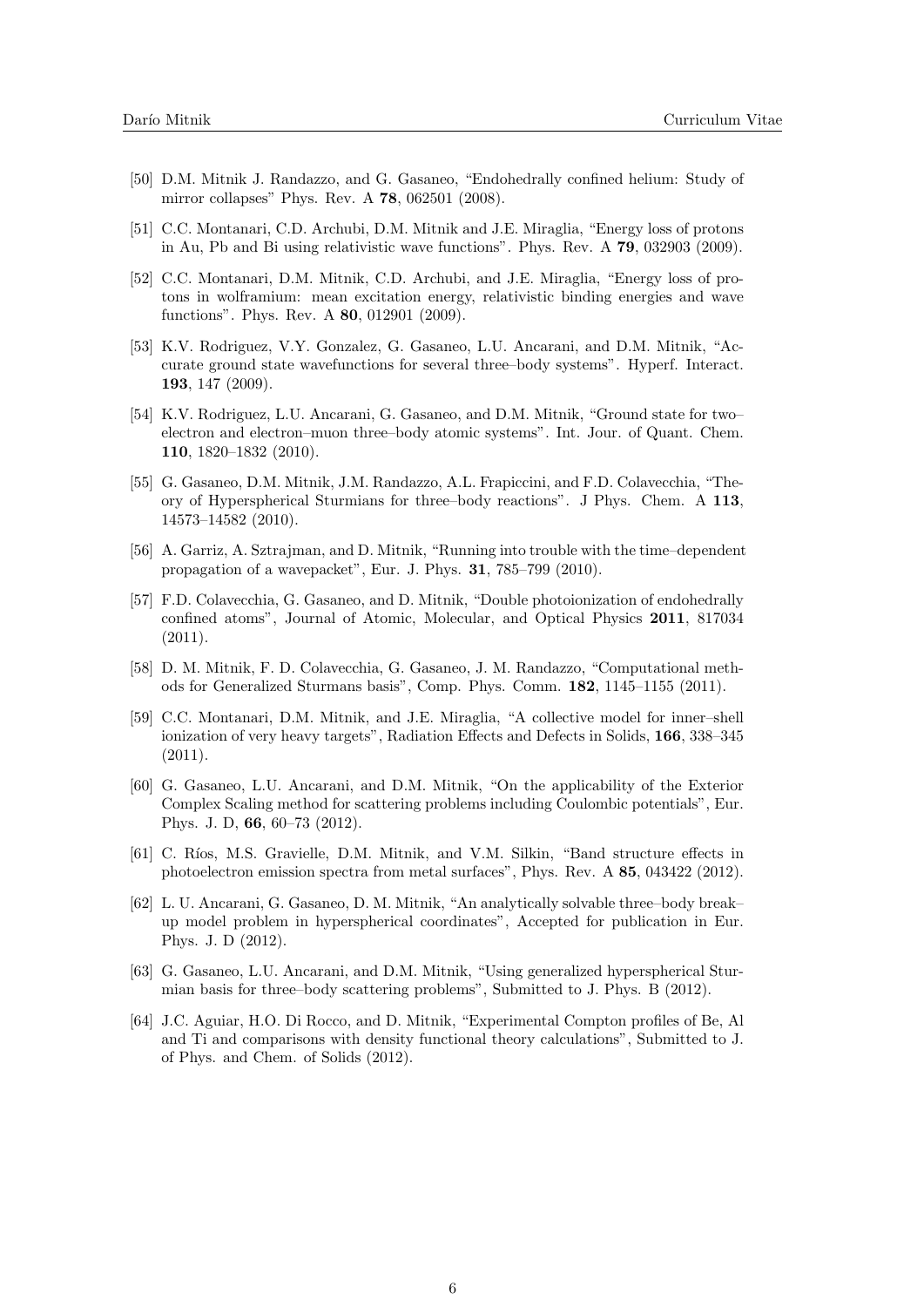[50] D.M. Mitnik J. Randazzo, and G. Gasaneo, "Endohedrally confined helium: Study of mirror collapses" Phys. Rev. A **78**, 062501 (2008).

[51] C.C. Montanari, C.D. Archubi, D.M. Mitnik and J.E. Miraglia, "Energy loss of protons in Au, Pb and Bi using relativistic wave functions". Phys. Rev. A **79**, 032903 (2009).

[52] C.C. Montanari, D.M. Mitnik, C.D. Archubi, and J.E. Miraglia, "Energy loss of protons in wolframium: mean excitation energy, relativistic binding energies and wave functions". Phys. Rev. A **80**, 012901 (2009).

[53] K.V. Rodriguez, V.Y. Gonzalez, G. Gasaneo, L.U. Ancarani, and D.M. Mitnik, "Accurate ground state wavefunctions for several three–body systems". Hyperf. Interact. **193**, 147 (2009).

[54] K.V. Rodriguez, L.U. Ancarani, G. Gasaneo, and D.M. Mitnik, "Ground state for two–electron and electron–muon three–body atomic systems". Int. Jour. of Quant. Chem. **110**, 1820–1832 (2010).

[55] G. Gasaneo, D.M. Mitnik, J.M. Randazzo, A.L. Frapiccini, and F.D. Colavecchia, "Theory of Hyperspherical Sturmians for three–body reactions". J Phys. Chem. A **113**, 14573–14582 (2010).

[56] A. Garriz, A. Sztrajman, and D. Mitnik, "Running into trouble with the time–dependent propagation of a wavepacket", Eur. J. Phys. **31**, 785–799 (2010).

[57] F.D. Colavecchia, G. Gasaneo, and D. Mitnik, "Double photoionization of endohedrally confined atoms", Journal of Atomic, Molecular, and Optical Physics **2011**, 817034 (2011).

[58] D. M. Mitnik, F. D. Colavecchia, G. Gasaneo, J. M. Randazzo, "Computational methods for Generalized Sturmans basis", Comp. Phys. Comm. **182**, 1145–1155 (2011).

[59] C.C. Montanari, D.M. Mitnik, and J.E. Miraglia, "A collective model for inner–shell ionization of very heavy targets", Radiation Effects and Defects in Solids, **166**, 338–345 (2011).

[60] G. Gasaneo, L.U. Ancarani, and D.M. Mitnik, "On the applicability of the Exterior Complex Scaling method for scattering problems including Coulombic potentials", Eur. Phys. J. D, **66**, 60–73 (2012).

[61] C. Ríos, M.S. Gravielle, D.M. Mitnik, and V.M. Silkin, "Band structure effects in photoelectron emission spectra from metal surfaces", Phys. Rev. A **85**, 043422 (2012).

[62] L. U. Ancarani, G. Gasaneo, D. M. Mitnik, "An analytically solvable three–body break–up model problem in hyperspherical coordinates", Accepted for publication in Eur. Phys. J. D (2012).

[63] G. Gasaneo, L.U. Ancarani, and D.M. Mitnik, "Using generalized hyperspherical Sturmian basis for three–body scattering problems", Submitted to J. Phys. B (2012).

[64] J.C. Aguiar, H.O. Di Rocco, and D. Mitnik, "Experimental Compton profiles of Be, Al and Ti and comparisons with density functional theory calculations", Submitted to J. of Phys. and Chem. of Solids (2012).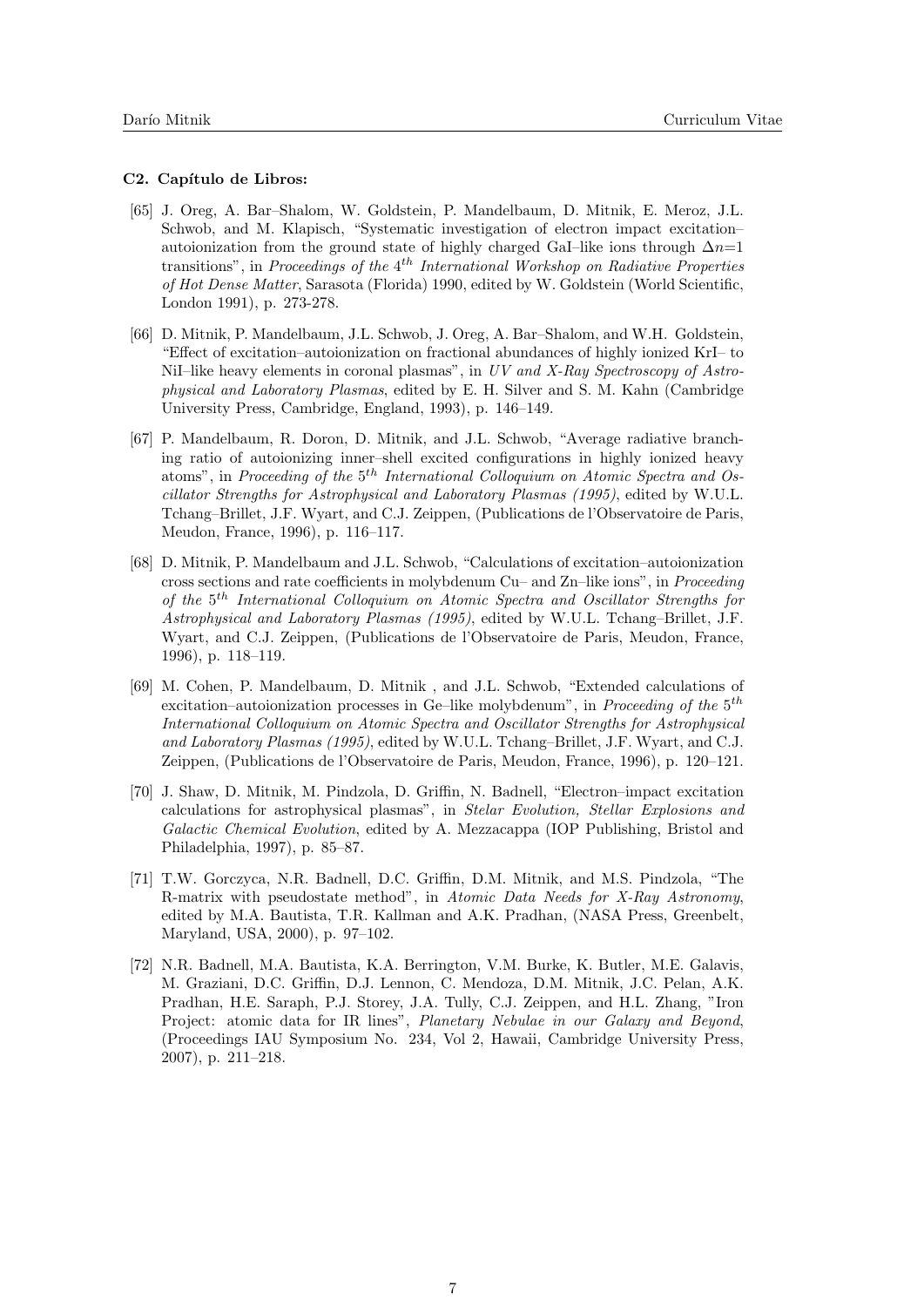#### C2. Capítulo de Libros:

[65] J. Oreg, A. Bar–Shalom, W. Goldstein, P. Mandelbaum, D. Mitnik, E. Meroz, J.L. Schwob, and M. Klapisch, "Systematic investigation of electron impact excitation–autoionization from the ground state of highly charged GaI–like ions through $\Delta n$=1 transitions", in *Proceedings of the 4$^{th}$ International Workshop on Radiative Properties of Hot Dense Matter*, Sarasota (Florida) 1990, edited by W. Goldstein (World Scientific, London 1991), p. 273-278.

[66] D. Mitnik, P. Mandelbaum, J.L. Schwob, J. Oreg, A. Bar–Shalom, and W.H. Goldstein, "Effect of excitation–autoionization on fractional abundances of highly ionized KrI– to NiI–like heavy elements in coronal plasmas", in *UV and X-Ray Spectroscopy of Astrophysical and Laboratory Plasmas*, edited by E. H. Silver and S. M. Kahn (Cambridge University Press, Cambridge, England, 1993), p. 146–149.

[67] P. Mandelbaum, R. Doron, D. Mitnik, and J.L. Schwob, "Average radiative branching ratio of autoionizing inner–shell excited configurations in highly ionized heavy atoms", in *Proceeding of the 5$^{th}$ International Colloquium on Atomic Spectra and Oscillator Strengths for Astrophysical and Laboratory Plasmas (1995)*, edited by W.U.L. Tchang–Brillet, J.F. Wyart, and C.J. Zeippen, (Publications de l'Observatoire de Paris, Meudon, France, 1996), p. 116–117.

[68] D. Mitnik, P. Mandelbaum and J.L. Schwob, "Calculations of excitation–autoionization cross sections and rate coefficients in molybdenum Cu– and Zn–like ions", in *Proceeding of the 5$^{th}$ International Colloquium on Atomic Spectra and Oscillator Strengths for Astrophysical and Laboratory Plasmas (1995)*, edited by W.U.L. Tchang–Brillet, J.F. Wyart, and C.J. Zeippen, (Publications de l'Observatoire de Paris, Meudon, France, 1996), p. 118–119.

[69] M. Cohen, P. Mandelbaum, D. Mitnik , and J.L. Schwob, "Extended calculations of excitation–autoionization processes in Ge–like molybdenum", in *Proceeding of the 5$^{th}$ International Colloquium on Atomic Spectra and Oscillator Strengths for Astrophysical and Laboratory Plasmas (1995)*, edited by W.U.L. Tchang–Brillet, J.F. Wyart, and C.J. Zeippen, (Publications de l'Observatoire de Paris, Meudon, France, 1996), p. 120–121.

[70] J. Shaw, D. Mitnik, M. Pindzola, D. Griffin, N. Badnell, "Electron–impact excitation calculations for astrophysical plasmas", in *Stelar Evolution, Stellar Explosions and Galactic Chemical Evolution*, edited by A. Mezzacappa (IOP Publishing, Bristol and Philadelphia, 1997), p. 85–87.

[71] T.W. Gorczyca, N.R. Badnell, D.C. Griffin, D.M. Mitnik, and M.S. Pindzola, "The R-matrix with pseudostate method", in *Atomic Data Needs for X-Ray Astronomy*, edited by M.A. Bautista, T.R. Kallman and A.K. Pradhan, (NASA Press, Greenbelt, Maryland, USA, 2000), p. 97–102.

[72] N.R. Badnell, M.A. Bautista, K.A. Berrington, V.M. Burke, K. Butler, M.E. Galavis, M. Graziani, D.C. Griffin, D.J. Lennon, C. Mendoza, D.M. Mitnik, J.C. Pelan, A.K. Pradhan, H.E. Saraph, P.J. Storey, J.A. Tully, C.J. Zeippen, and H.L. Zhang, "Iron Project: atomic data for IR lines", *Planetary Nebulae in our Galaxy and Beyond*, (Proceedings IAU Symposium No. 234, Vol 2, Hawaii, Cambridge University Press, 2007), p. 211–218.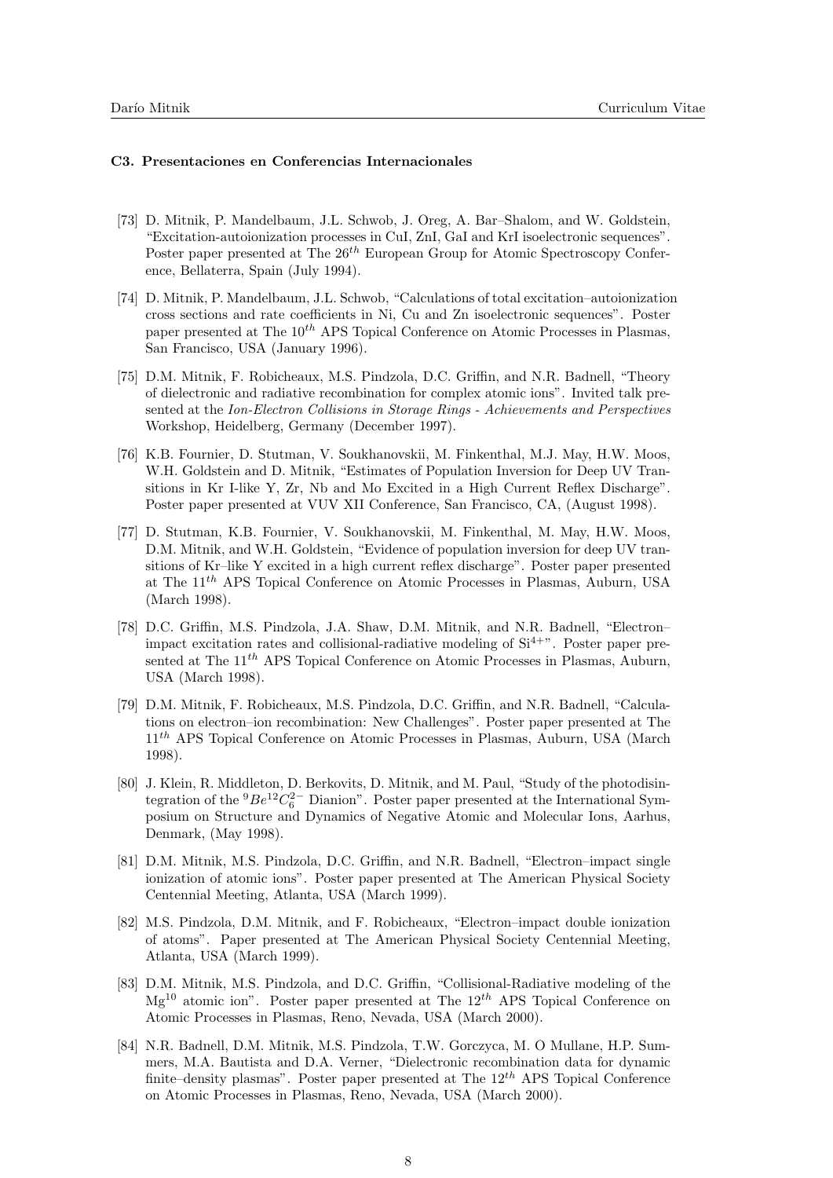#### C3. Presentaciones en Conferencias Internacionales

[73] D. Mitnik, P. Mandelbaum, J.L. Schwob, J. Oreg, A. Bar–Shalom, and W. Goldstein, “Excitation-autoionization processes in CuI, ZnI, GaI and KrI isoelectronic sequences”. Poster paper presented at The $26^{th}$ European Group for Atomic Spectroscopy Conference, Bellaterra, Spain (July 1994).

[74] D. Mitnik, P. Mandelbaum, J.L. Schwob, “Calculations of total excitation–autoionization cross sections and rate coefficients in Ni, Cu and Zn isoelectronic sequences”. Poster paper presented at The $10^{th}$ APS Topical Conference on Atomic Processes in Plasmas, San Francisco, USA (January 1996).

[75] D.M. Mitnik, F. Robicheaux, M.S. Pindzola, D.C. Griffin, and N.R. Badnell, “Theory of dielectronic and radiative recombination for complex atomic ions”. Invited talk presented at the *Ion-Electron Collisions in Storage Rings - Achievements and Perspectives* Workshop, Heidelberg, Germany (December 1997).

[76] K.B. Fournier, D. Stutman, V. Soukhanovskii, M. Finkenthal, M.J. May, H.W. Moos, W.H. Goldstein and D. Mitnik, “Estimates of Population Inversion for Deep UV Transitions in Kr I-like Y, Zr, Nb and Mo Excited in a High Current Reflex Discharge”. Poster paper presented at VUV XII Conference, San Francisco, CA, (August 1998).

[77] D. Stutman, K.B. Fournier, V. Soukhanovskii, M. Finkenthal, M. May, H.W. Moos, D.M. Mitnik, and W.H. Goldstein, “Evidence of population inversion for deep UV transitions of Kr–like Y excited in a high current reflex discharge”. Poster paper presented at The $11^{th}$ APS Topical Conference on Atomic Processes in Plasmas, Auburn, USA (March 1998).

[78] D.C. Griffin, M.S. Pindzola, J.A. Shaw, D.M. Mitnik, and N.R. Badnell, “Electron–impact excitation rates and collisional-radiative modeling of $Si^{4+}$”. Poster paper presented at The $11^{th}$ APS Topical Conference on Atomic Processes in Plasmas, Auburn, USA (March 1998).

[79] D.M. Mitnik, F. Robicheaux, M.S. Pindzola, D.C. Griffin, and N.R. Badnell, “Calculations on electron–ion recombination: New Challenges”. Poster paper presented at The $11^{th}$ APS Topical Conference on Atomic Processes in Plasmas, Auburn, USA (March 1998).

[80] J. Klein, R. Middleton, D. Berkovits, D. Mitnik, and M. Paul, “Study of the photodisintegration of the $^{9}Be^{12}C_6^{2-}$ Dianion”. Poster paper presented at the International Symposium on Structure and Dynamics of Negative Atomic and Molecular Ions, Aarhus, Denmark, (May 1998).

[81] D.M. Mitnik, M.S. Pindzola, D.C. Griffin, and N.R. Badnell, “Electron–impact single ionization of atomic ions”. Poster paper presented at The American Physical Society Centennial Meeting, Atlanta, USA (March 1999).

[82] M.S. Pindzola, D.M. Mitnik, and F. Robicheaux, “Electron–impact double ionization of atoms”. Paper presented at The American Physical Society Centennial Meeting, Atlanta, USA (March 1999).

[83] D.M. Mitnik, M.S. Pindzola, and D.C. Griffin, “Collisional-Radiative modeling of the $Mg^{10}$ atomic ion”. Poster paper presented at The $12^{th}$ APS Topical Conference on Atomic Processes in Plasmas, Reno, Nevada, USA (March 2000).

[84] N.R. Badnell, D.M. Mitnik, M.S. Pindzola, T.W. Gorczyca, M. O Mullane, H.P. Summers, M.A. Bautista and D.A. Verner, “Dielectronic recombination data for dynamic finite–density plasmas”. Poster paper presented at The $12^{th}$ APS Topical Conference on Atomic Processes in Plasmas, Reno, Nevada, USA (March 2000).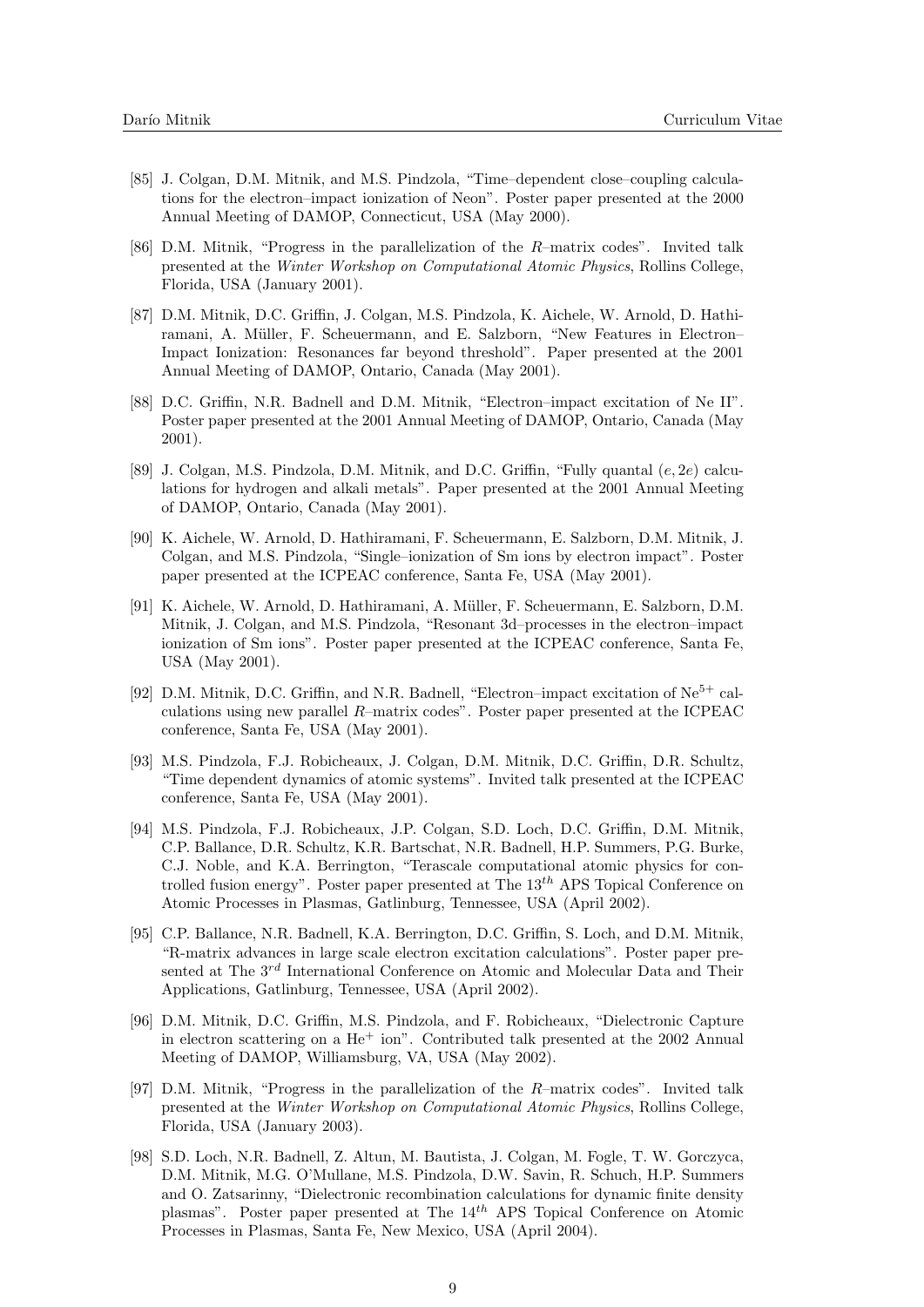[85] J. Colgan, D.M. Mitnik, and M.S. Pindzola, "Time–dependent close–coupling calculations for the electron–impact ionization of Neon". Poster paper presented at the 2000 Annual Meeting of DAMOP, Connecticut, USA (May 2000).

[86] D.M. Mitnik, "Progress in the parallelization of the $R$–matrix codes". Invited talk presented at the *Winter Workshop on Computational Atomic Physics*, Rollins College, Florida, USA (January 2001).

[87] D.M. Mitnik, D.C. Griffin, J. Colgan, M.S. Pindzola, K. Aichele, W. Arnold, D. Hathiramani, A. Müller, F. Scheuermann, and E. Salzborn, "New Features in Electron–Impact Ionization: Resonances far beyond threshold". Paper presented at the 2001 Annual Meeting of DAMOP, Ontario, Canada (May 2001).

[88] D.C. Griffin, N.R. Badnell and D.M. Mitnik, "Electron–impact excitation of Ne II". Poster paper presented at the 2001 Annual Meeting of DAMOP, Ontario, Canada (May 2001).

[89] J. Colgan, M.S. Pindzola, D.M. Mitnik, and D.C. Griffin, "Fully quantal $(e, 2e)$ calculations for hydrogen and alkali metals". Paper presented at the 2001 Annual Meeting of DAMOP, Ontario, Canada (May 2001).

[90] K. Aichele, W. Arnold, D. Hathiramani, F. Scheuermann, E. Salzborn, D.M. Mitnik, J. Colgan, and M.S. Pindzola, "Single–ionization of Sm ions by electron impact". Poster paper presented at the ICPEAC conference, Santa Fe, USA (May 2001).

[91] K. Aichele, W. Arnold, D. Hathiramani, A. Müller, F. Scheuermann, E. Salzborn, D.M. Mitnik, J. Colgan, and M.S. Pindzola, "Resonant 3d–processes in the electron–impact ionization of Sm ions". Poster paper presented at the ICPEAC conference, Santa Fe, USA (May 2001).

[92] D.M. Mitnik, D.C. Griffin, and N.R. Badnell, "Electron–impact excitation of $Ne^{5+}$ calculations using new parallel $R$–matrix codes". Poster paper presented at the ICPEAC conference, Santa Fe, USA (May 2001).

[93] M.S. Pindzola, F.J. Robicheaux, J. Colgan, D.M. Mitnik, D.C. Griffin, D.R. Schultz, "Time dependent dynamics of atomic systems". Invited talk presented at the ICPEAC conference, Santa Fe, USA (May 2001).

[94] M.S. Pindzola, F.J. Robicheaux, J.P. Colgan, S.D. Loch, D.C. Griffin, D.M. Mitnik, C.P. Ballance, D.R. Schultz, K.R. Bartschat, N.R. Badnell, H.P. Summers, P.G. Burke, C.J. Noble, and K.A. Berrington, "Terascale computational atomic physics for controlled fusion energy". Poster paper presented at The $13^{th}$ APS Topical Conference on Atomic Processes in Plasmas, Gatlinburg, Tennessee, USA (April 2002).

[95] C.P. Ballance, N.R. Badnell, K.A. Berrington, D.C. Griffin, S. Loch, and D.M. Mitnik, "R-matrix advances in large scale electron excitation calculations". Poster paper presented at The $3^{rd}$ International Conference on Atomic and Molecular Data and Their Applications, Gatlinburg, Tennessee, USA (April 2002).

[96] D.M. Mitnik, D.C. Griffin, M.S. Pindzola, and F. Robicheaux, "Dielectronic Capture in electron scattering on a $He^{+}$ ion". Contributed talk presented at the 2002 Annual Meeting of DAMOP, Williamsburg, VA, USA (May 2002).

[97] D.M. Mitnik, "Progress in the parallelization of the $R$–matrix codes". Invited talk presented at the *Winter Workshop on Computational Atomic Physics*, Rollins College, Florida, USA (January 2003).

[98] S.D. Loch, N.R. Badnell, Z. Altun, M. Bautista, J. Colgan, M. Fogle, T. W. Gorczyca, D.M. Mitnik, M.G. O'Mullane, M.S. Pindzola, D.W. Savin, R. Schuch, H.P. Summers and O. Zatsarinny, "Dielectronic recombination calculations for dynamic finite density plasmas". Poster paper presented at The $14^{th}$ APS Topical Conference on Atomic Processes in Plasmas, Santa Fe, New Mexico, USA (April 2004).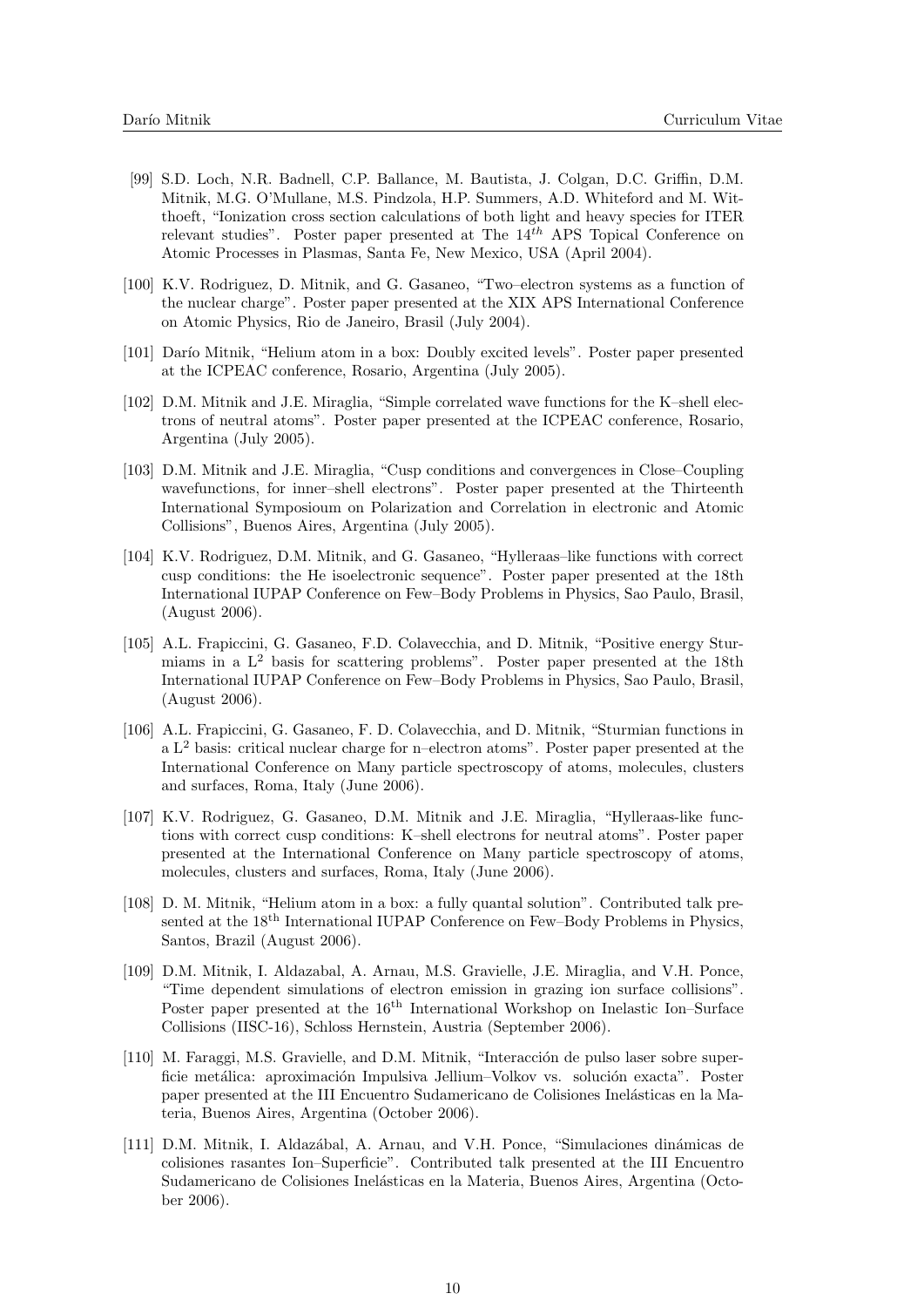[99] S.D. Loch, N.R. Badnell, C.P. Ballance, M. Bautista, J. Colgan, D.C. Griffin, D.M. Mitnik, M.G. O'Mullane, M.S. Pindzola, H.P. Summers, A.D. Whiteford and M. Witthoeft, "Ionization cross section calculations of both light and heavy species for ITER relevant studies". Poster paper presented at The $14^{th}$ APS Topical Conference on Atomic Processes in Plasmas, Santa Fe, New Mexico, USA (April 2004).

[100] K.V. Rodriguez, D. Mitnik, and G. Gasaneo, "Two–electron systems as a function of the nuclear charge". Poster paper presented at the XIX APS International Conference on Atomic Physics, Rio de Janeiro, Brasil (July 2004).

[101] Darío Mitnik, "Helium atom in a box: Doubly excited levels". Poster paper presented at the ICPEAC conference, Rosario, Argentina (July 2005).

[102] D.M. Mitnik and J.E. Miraglia, "Simple correlated wave functions for the K–shell electrons of neutral atoms". Poster paper presented at the ICPEAC conference, Rosario, Argentina (July 2005).

[103] D.M. Mitnik and J.E. Miraglia, "Cusp conditions and convergences in Close–Coupling wavefunctions, for inner–shell electrons". Poster paper presented at the Thirteenth International Symposioum on Polarization and Correlation in electronic and Atomic Collisions", Buenos Aires, Argentina (July 2005).

[104] K.V. Rodriguez, D.M. Mitnik, and G. Gasaneo, "Hylleraas–like functions with correct cusp conditions: the He isoelectronic sequence". Poster paper presented at the 18th International IUPAP Conference on Few–Body Problems in Physics, Sao Paulo, Brasil, (August 2006).

[105] A.L. Frapiccini, G. Gasaneo, F.D. Colavecchia, and D. Mitnik, "Positive energy Sturmiams in a $L^2$ basis for scattering problems". Poster paper presented at the 18th International IUPAP Conference on Few–Body Problems in Physics, Sao Paulo, Brasil, (August 2006).

[106] A.L. Frapiccini, G. Gasaneo, F. D. Colavecchia, and D. Mitnik, "Sturmian functions in a $L^2$ basis: critical nuclear charge for n–electron atoms". Poster paper presented at the International Conference on Many particle spectroscopy of atoms, molecules, clusters and surfaces, Roma, Italy (June 2006).

[107] K.V. Rodriguez, G. Gasaneo, D.M. Mitnik and J.E. Miraglia, "Hylleraas-like functions with correct cusp conditions: K–shell electrons for neutral atoms". Poster paper presented at the International Conference on Many particle spectroscopy of atoms, molecules, clusters and surfaces, Roma, Italy (June 2006).

[108] D. M. Mitnik, "Helium atom in a box: a fully quantal solution". Contributed talk presented at the $18^{\text{th}}$ International IUPAP Conference on Few–Body Problems in Physics, Santos, Brazil (August 2006).

[109] D.M. Mitnik, I. Aldazabal, A. Arnau, M.S. Gravielle, J.E. Miraglia, and V.H. Ponce, "Time dependent simulations of electron emission in grazing ion surface collisions". Poster paper presented at the $16^{\text{th}}$ International Workshop on Inelastic Ion–Surface Collisions (IISC-16), Schloss Hernstein, Austria (September 2006).

[110] M. Faraggi, M.S. Gravielle, and D.M. Mitnik, "Interacción de pulso laser sobre superficie metálica: aproximación Impulsiva Jellium–Volkov vs. solución exacta". Poster paper presented at the III Encuentro Sudamericano de Colisiones Inelásticas en la Materia, Buenos Aires, Argentina (October 2006).

[111] D.M. Mitnik, I. Aldazábal, A. Arnau, and V.H. Ponce, "Simulaciones dinámicas de colisiones rasantes Ion–Superficie". Contributed talk presented at the III Encuentro Sudamericano de Colisiones Inelásticas en la Materia, Buenos Aires, Argentina (October 2006).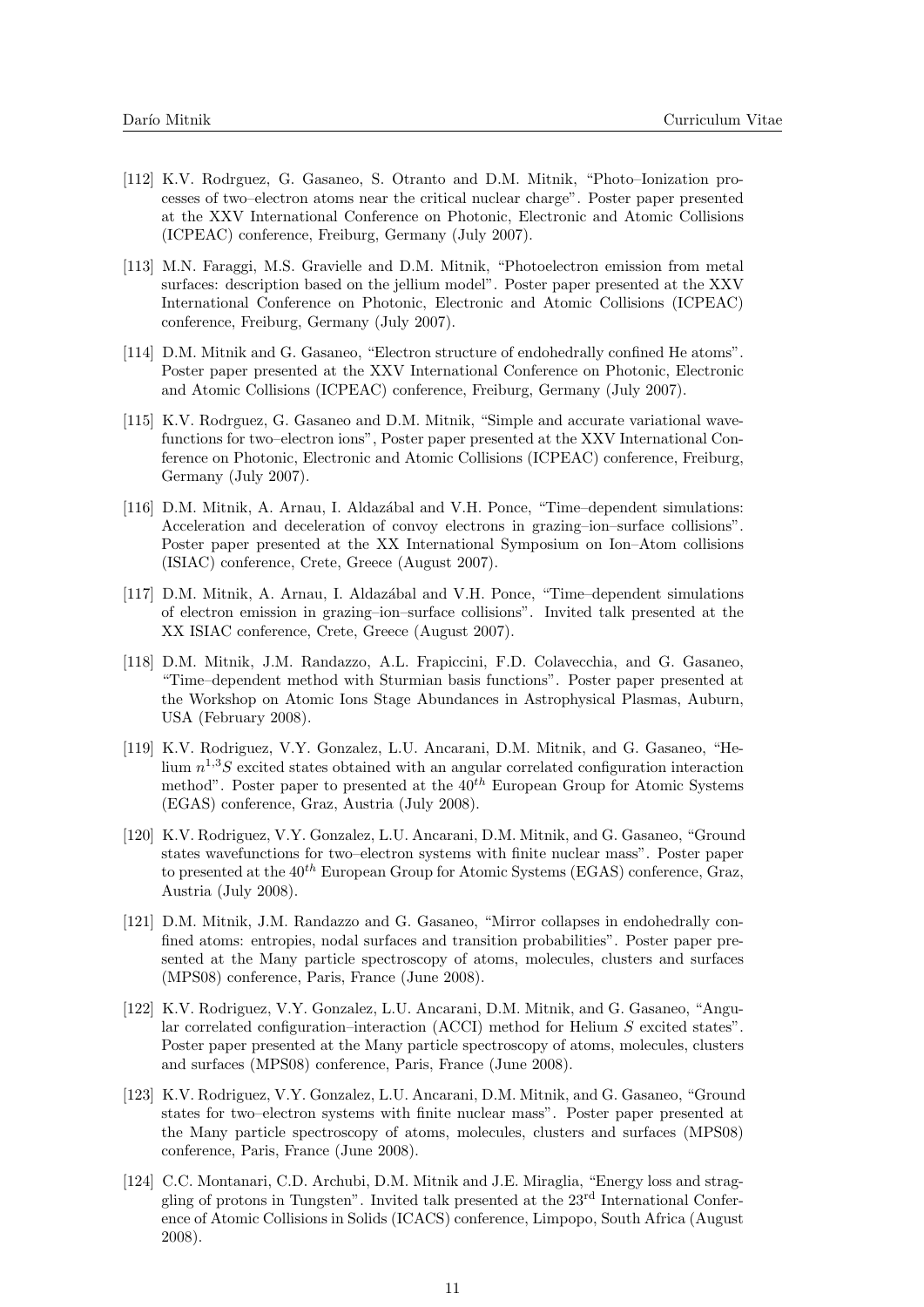[112] K.V. Rodrguez, G. Gasaneo, S. Otranto and D.M. Mitnik, "Photo–Ionization processes of two–electron atoms near the critical nuclear charge". Poster paper presented at the XXV International Conference on Photonic, Electronic and Atomic Collisions (ICPEAC) conference, Freiburg, Germany (July 2007).

[113] M.N. Faraggi, M.S. Gravielle and D.M. Mitnik, "Photoelectron emission from metal surfaces: description based on the jellium model". Poster paper presented at the XXV International Conference on Photonic, Electronic and Atomic Collisions (ICPEAC) conference, Freiburg, Germany (July 2007).

[114] D.M. Mitnik and G. Gasaneo, "Electron structure of endohedrally confined He atoms". Poster paper presented at the XXV International Conference on Photonic, Electronic and Atomic Collisions (ICPEAC) conference, Freiburg, Germany (July 2007).

[115] K.V. Rodrguez, G. Gasaneo and D.M. Mitnik, "Simple and accurate variational wavefunctions for two–electron ions", Poster paper presented at the XXV International Conference on Photonic, Electronic and Atomic Collisions (ICPEAC) conference, Freiburg, Germany (July 2007).

[116] D.M. Mitnik, A. Arnau, I. Aldazábal and V.H. Ponce, "Time–dependent simulations: Acceleration and deceleration of convoy electrons in grazing–ion–surface collisions". Poster paper presented at the XX International Symposium on Ion–Atom collisions (ISIAC) conference, Crete, Greece (August 2007).

[117] D.M. Mitnik, A. Arnau, I. Aldazábal and V.H. Ponce, "Time–dependent simulations of electron emission in grazing–ion–surface collisions". Invited talk presented at the XX ISIAC conference, Crete, Greece (August 2007).

[118] D.M. Mitnik, J.M. Randazzo, A.L. Frapiccini, F.D. Colavecchia, and G. Gasaneo, "Time–dependent method with Sturmian basis functions". Poster paper presented at the Workshop on Atomic Ions Stage Abundances in Astrophysical Plasmas, Auburn, USA (February 2008).

[119] K.V. Rodriguez, V.Y. Gonzalez, L.U. Ancarani, D.M. Mitnik, and G. Gasaneo, "Helium $n^{1,3}S$ excited states obtained with an angular correlated configuration interaction method". Poster paper to presented at the $40^{th}$ European Group for Atomic Systems (EGAS) conference, Graz, Austria (July 2008).

[120] K.V. Rodriguez, V.Y. Gonzalez, L.U. Ancarani, D.M. Mitnik, and G. Gasaneo, "Ground states wavefunctions for two–electron systems with finite nuclear mass". Poster paper to presented at the $40^{th}$ European Group for Atomic Systems (EGAS) conference, Graz, Austria (July 2008).

[121] D.M. Mitnik, J.M. Randazzo and G. Gasaneo, "Mirror collapses in endohedrally confined atoms: entropies, nodal surfaces and transition probabilities". Poster paper presented at the Many particle spectroscopy of atoms, molecules, clusters and surfaces (MPS08) conference, Paris, France (June 2008).

[122] K.V. Rodriguez, V.Y. Gonzalez, L.U. Ancarani, D.M. Mitnik, and G. Gasaneo, "Angular correlated configuration–interaction (ACCI) method for Helium $S$ excited states". Poster paper presented at the Many particle spectroscopy of atoms, molecules, clusters and surfaces (MPS08) conference, Paris, France (June 2008).

[123] K.V. Rodriguez, V.Y. Gonzalez, L.U. Ancarani, D.M. Mitnik, and G. Gasaneo, "Ground states for two–electron systems with finite nuclear mass". Poster paper presented at the Many particle spectroscopy of atoms, molecules, clusters and surfaces (MPS08) conference, Paris, France (June 2008).

[124] C.C. Montanari, C.D. Archubi, D.M. Mitnik and J.E. Miraglia, "Energy loss and straggling of protons in Tungsten". Invited talk presented at the 23rd International Conference of Atomic Collisions in Solids (ICACS) conference, Limpopo, South Africa (August 2008).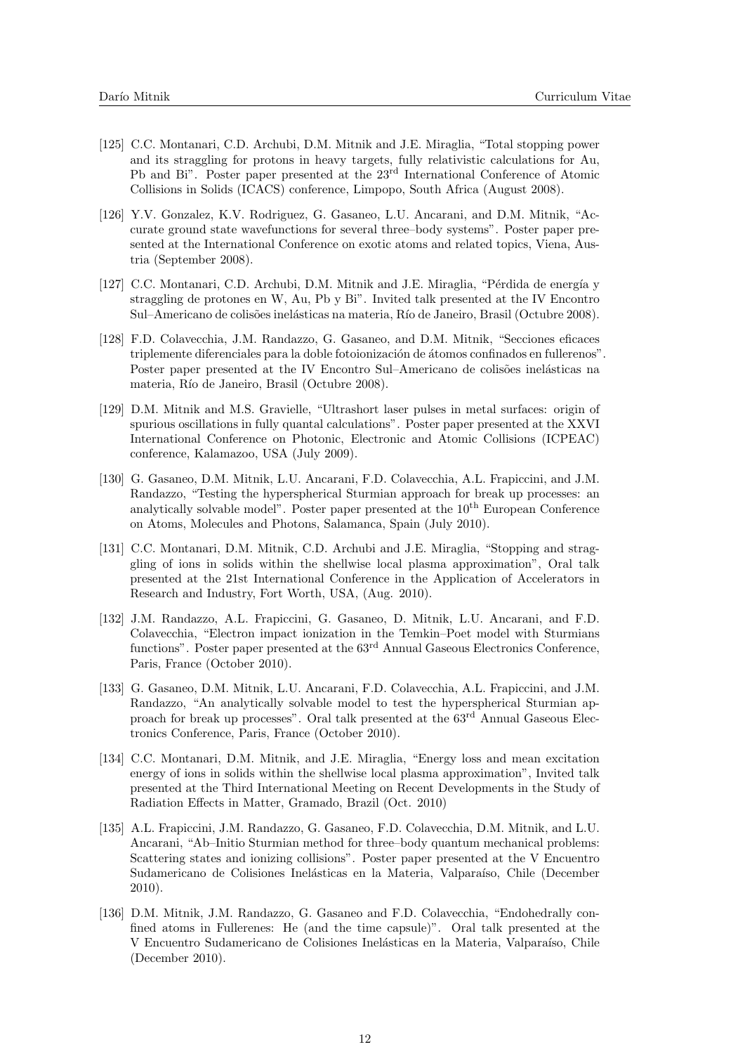[125] C.C. Montanari, C.D. Archubi, D.M. Mitnik and J.E. Miraglia, "Total stopping power and its straggling for protons in heavy targets, fully relativistic calculations for Au, Pb and Bi". Poster paper presented at the 23rd International Conference of Atomic Collisions in Solids (ICACS) conference, Limpopo, South Africa (August 2008).

[126] Y.V. Gonzalez, K.V. Rodriguez, G. Gasaneo, L.U. Ancarani, and D.M. Mitnik, "Accurate ground state wavefunctions for several three–body systems". Poster paper presented at the International Conference on exotic atoms and related topics, Viena, Austria (September 2008).

[127] C.C. Montanari, C.D. Archubi, D.M. Mitnik and J.E. Miraglia, "Pérdida de energía y straggling de protones en W, Au, Pb y Bi". Invited talk presented at the IV Encontro Sul–Americano de colisões inelásticas na materia, Río de Janeiro, Brasil (Octubre 2008).

[128] F.D. Colavecchia, J.M. Randazzo, G. Gasaneo, and D.M. Mitnik, "Secciones eficaces triplemente diferenciales para la doble fotoionización de átomos confinados en fullerenos". Poster paper presented at the IV Encontro Sul–Americano de colisões inelásticas na materia, Río de Janeiro, Brasil (Octubre 2008).

[129] D.M. Mitnik and M.S. Gravielle, "Ultrashort laser pulses in metal surfaces: origin of spurious oscillations in fully quantal calculations". Poster paper presented at the XXVI International Conference on Photonic, Electronic and Atomic Collisions (ICPEAC) conference, Kalamazoo, USA (July 2009).

[130] G. Gasaneo, D.M. Mitnik, L.U. Ancarani, F.D. Colavecchia, A.L. Frapiccini, and J.M. Randazzo, "Testing the hyperspherical Sturmian approach for break up processes: an analytically solvable model". Poster paper presented at the 10th European Conference on Atoms, Molecules and Photons, Salamanca, Spain (July 2010).

[131] C.C. Montanari, D.M. Mitnik, C.D. Archubi and J.E. Miraglia, "Stopping and straggling of ions in solids within the shellwise local plasma approximation", Oral talk presented at the 21st International Conference in the Application of Accelerators in Research and Industry, Fort Worth, USA, (Aug. 2010).

[132] J.M. Randazzo, A.L. Frapiccini, G. Gasaneo, D. Mitnik, L.U. Ancarani, and F.D. Colavecchia, "Electron impact ionization in the Temkin–Poet model with Sturmians functions". Poster paper presented at the 63rd Annual Gaseous Electronics Conference, Paris, France (October 2010).

[133] G. Gasaneo, D.M. Mitnik, L.U. Ancarani, F.D. Colavecchia, A.L. Frapiccini, and J.M. Randazzo, "An analytically solvable model to test the hyperspherical Sturmian approach for break up processes". Oral talk presented at the 63rd Annual Gaseous Electronics Conference, Paris, France (October 2010).

[134] C.C. Montanari, D.M. Mitnik, and J.E. Miraglia, "Energy loss and mean excitation energy of ions in solids within the shellwise local plasma approximation", Invited talk presented at the Third International Meeting on Recent Developments in the Study of Radiation Effects in Matter, Gramado, Brazil (Oct. 2010)

[135] A.L. Frapiccini, J.M. Randazzo, G. Gasaneo, F.D. Colavecchia, D.M. Mitnik, and L.U. Ancarani, "Ab–Initio Sturmian method for three–body quantum mechanical problems: Scattering states and ionizing collisions". Poster paper presented at the V Encuentro Sudamericano de Colisiones Inelásticas en la Materia, Valparaíso, Chile (December 2010).

[136] D.M. Mitnik, J.M. Randazzo, G. Gasaneo and F.D. Colavecchia, "Endohedrally confined atoms in Fullerenes: He (and the time capsule)". Oral talk presented at the V Encuentro Sudamericano de Colisiones Inelásticas en la Materia, Valparaíso, Chile (December 2010).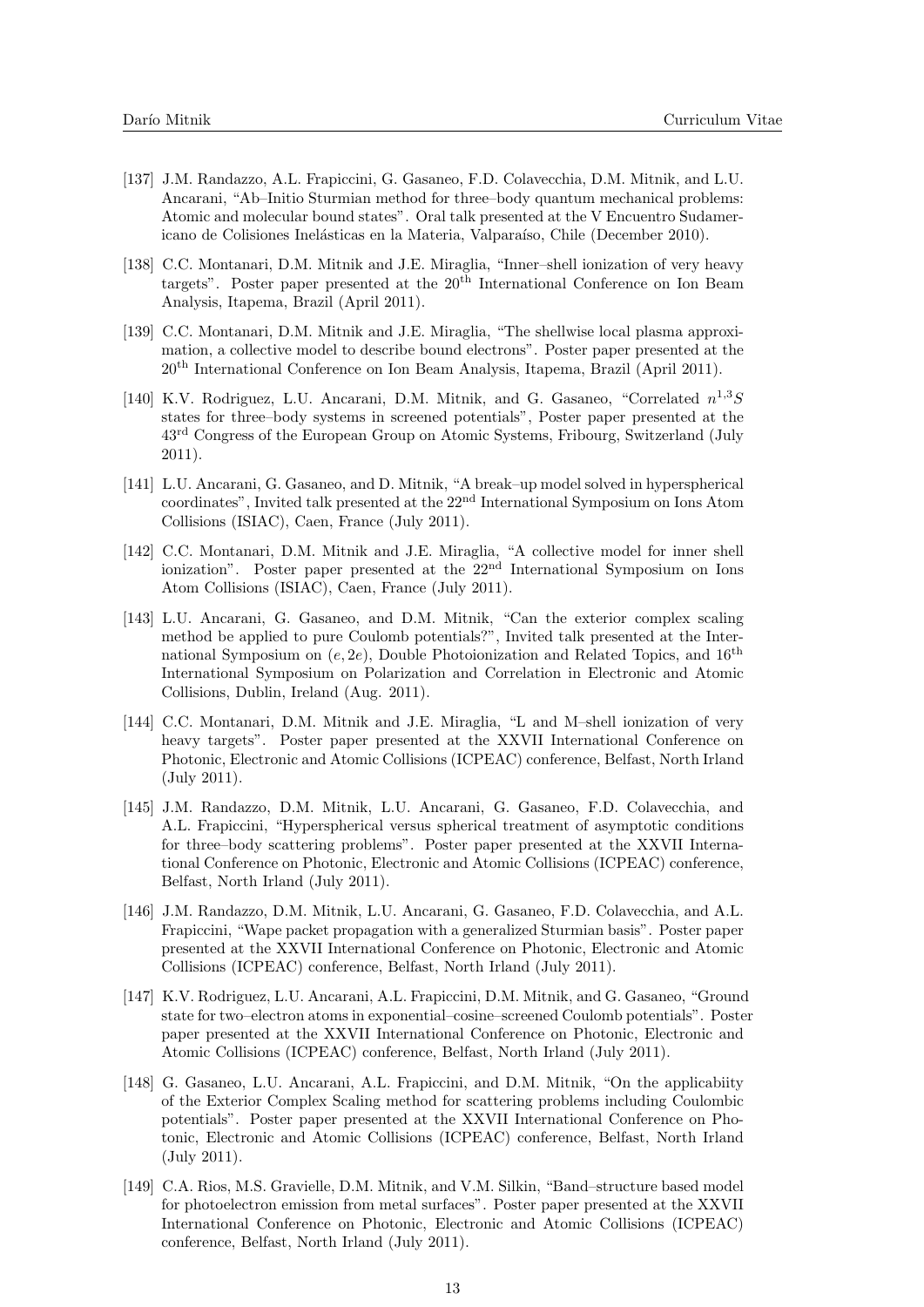[137] J.M. Randazzo, A.L. Frapiccini, G. Gasaneo, F.D. Colavecchia, D.M. Mitnik, and L.U. Ancarani, "Ab–Initio Sturmian method for three–body quantum mechanical problems: Atomic and molecular bound states". Oral talk presented at the V Encuentro Sudamericano de Colisiones Inelásticas en la Materia, Valparaíso, Chile (December 2010).

[138] C.C. Montanari, D.M. Mitnik and J.E. Miraglia, "Inner–shell ionization of very heavy targets". Poster paper presented at the 20th International Conference on Ion Beam Analysis, Itapema, Brazil (April 2011).

[139] C.C. Montanari, D.M. Mitnik and J.E. Miraglia, "The shellwise local plasma approximation, a collective model to describe bound electrons". Poster paper presented at the 20th International Conference on Ion Beam Analysis, Itapema, Brazil (April 2011).

[140] K.V. Rodriguez, L.U. Ancarani, D.M. Mitnik, and G. Gasaneo, "Correlated $n^{1,3}S$ states for three–body systems in screened potentials", Poster paper presented at the 43rd Congress of the European Group on Atomic Systems, Fribourg, Switzerland (July 2011).

[141] L.U. Ancarani, G. Gasaneo, and D. Mitnik, "A break–up model solved in hyperspherical coordinates", Invited talk presented at the 22nd International Symposium on Ions Atom Collisions (ISIAC), Caen, France (July 2011).

[142] C.C. Montanari, D.M. Mitnik and J.E. Miraglia, "A collective model for inner shell ionization". Poster paper presented at the 22nd International Symposium on Ions Atom Collisions (ISIAC), Caen, France (July 2011).

[143] L.U. Ancarani, G. Gasaneo, and D.M. Mitnik, "Can the exterior complex scaling method be applied to pure Coulomb potentials?", Invited talk presented at the International Symposium on $(e, 2e)$, Double Photoionization and Related Topics, and 16th International Symposium on Polarization and Correlation in Electronic and Atomic Collisions, Dublin, Ireland (Aug. 2011).

[144] C.C. Montanari, D.M. Mitnik and J.E. Miraglia, "L and M–shell ionization of very heavy targets". Poster paper presented at the XXVII International Conference on Photonic, Electronic and Atomic Collisions (ICPEAC) conference, Belfast, North Irland (July 2011).

[145] J.M. Randazzo, D.M. Mitnik, L.U. Ancarani, G. Gasaneo, F.D. Colavecchia, and A.L. Frapiccini, "Hyperspherical versus spherical treatment of asymptotic conditions for three–body scattering problems". Poster paper presented at the XXVII International Conference on Photonic, Electronic and Atomic Collisions (ICPEAC) conference, Belfast, North Irland (July 2011).

[146] J.M. Randazzo, D.M. Mitnik, L.U. Ancarani, G. Gasaneo, F.D. Colavecchia, and A.L. Frapiccini, "Wape packet propagation with a generalized Sturmian basis". Poster paper presented at the XXVII International Conference on Photonic, Electronic and Atomic Collisions (ICPEAC) conference, Belfast, North Irland (July 2011).

[147] K.V. Rodriguez, L.U. Ancarani, A.L. Frapiccini, D.M. Mitnik, and G. Gasaneo, "Ground state for two–electron atoms in exponential–cosine–screened Coulomb potentials". Poster paper presented at the XXVII International Conference on Photonic, Electronic and Atomic Collisions (ICPEAC) conference, Belfast, North Irland (July 2011).

[148] G. Gasaneo, L.U. Ancarani, A.L. Frapiccini, and D.M. Mitnik, "On the applicabiity of the Exterior Complex Scaling method for scattering problems including Coulombic potentials". Poster paper presented at the XXVII International Conference on Photonic, Electronic and Atomic Collisions (ICPEAC) conference, Belfast, North Irland (July 2011).

[149] C.A. Rios, M.S. Gravielle, D.M. Mitnik, and V.M. Silkin, "Band–structure based model for photoelectron emission from metal surfaces". Poster paper presented at the XXVII International Conference on Photonic, Electronic and Atomic Collisions (ICPEAC) conference, Belfast, North Irland (July 2011).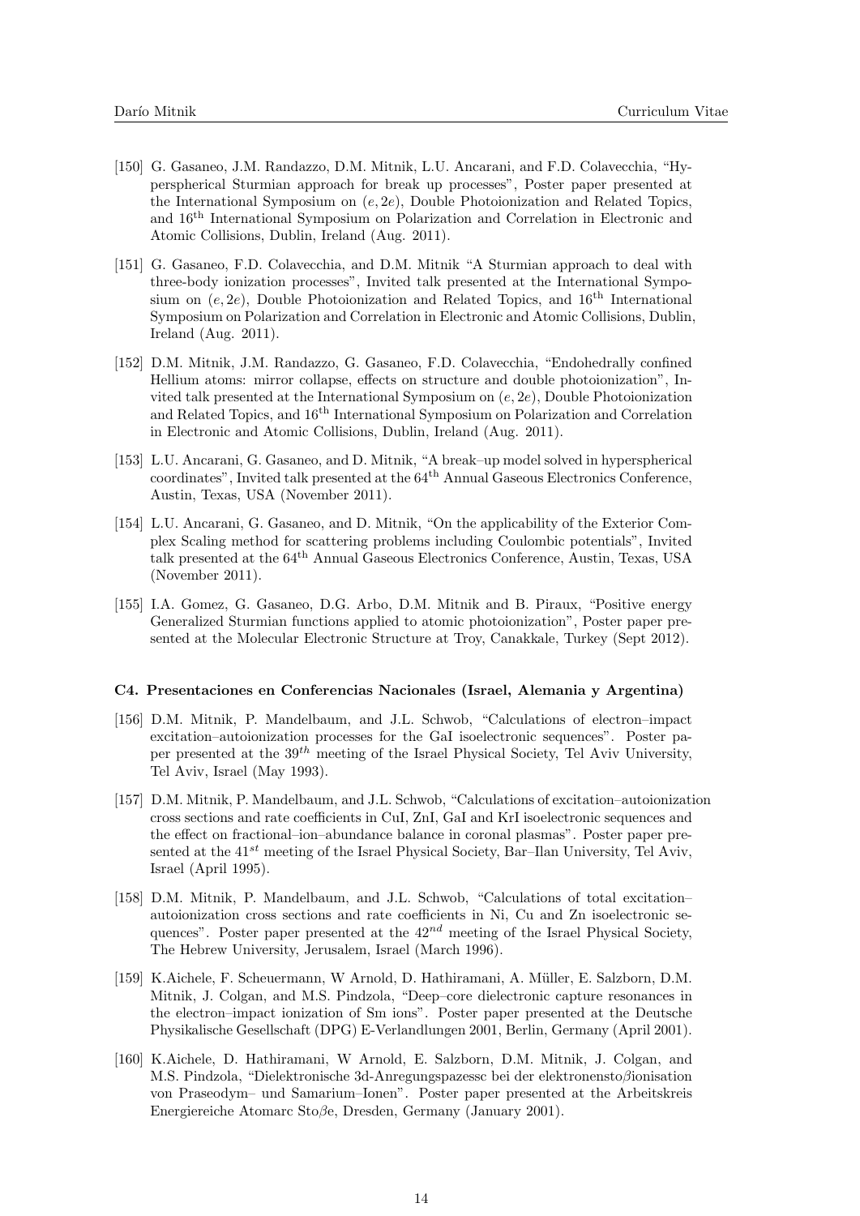[150] G. Gasaneo, J.M. Randazzo, D.M. Mitnik, L.U. Ancarani, and F.D. Colavecchia, "Hyperspherical Sturmian approach for break up processes", Poster paper presented at the International Symposium on $(e, 2e)$, Double Photoionization and Related Topics, and 16[th] International Symposium on Polarization and Correlation in Electronic and Atomic Collisions, Dublin, Ireland (Aug. 2011).

[151] G. Gasaneo, F.D. Colavecchia, and D.M. Mitnik "A Sturmian approach to deal with three-body ionization processes", Invited talk presented at the International Symposium on $(e, 2e)$, Double Photoionization and Related Topics, and 16[th] International Symposium on Polarization and Correlation in Electronic and Atomic Collisions, Dublin, Ireland (Aug. 2011).

[152] D.M. Mitnik, J.M. Randazzo, G. Gasaneo, F.D. Colavecchia, "Endohedrally confined Hellium atoms: mirror collapse, effects on structure and double photoionization", Invited talk presented at the International Symposium on $(e, 2e)$, Double Photoionization and Related Topics, and 16[th] International Symposium on Polarization and Correlation in Electronic and Atomic Collisions, Dublin, Ireland (Aug. 2011).

[153] L.U. Ancarani, G. Gasaneo, and D. Mitnik, "A break–up model solved in hyperspherical coordinates", Invited talk presented at the 64[th] Annual Gaseous Electronics Conference, Austin, Texas, USA (November 2011).

[154] L.U. Ancarani, G. Gasaneo, and D. Mitnik, "On the applicability of the Exterior Complex Scaling method for scattering problems including Coulombic potentials", Invited talk presented at the 64[th] Annual Gaseous Electronics Conference, Austin, Texas, USA (November 2011).

[155] I.A. Gomez, G. Gasaneo, D.G. Arbo, D.M. Mitnik and B. Piraux, "Positive energy Generalized Sturmian functions applied to atomic photoionization", Poster paper presented at the Molecular Electronic Structure at Troy, Canakkale, Turkey (Sept 2012).

**C4. Presentaciones en Conferencias Nacionales (Israel, Alemania y Argentina)**

[156] D.M. Mitnik, P. Mandelbaum, and J.L. Schwob, "Calculations of electron–impact excitation–autoionization processes for the GaI isoelectronic sequences". Poster paper presented at the 39[th] meeting of the Israel Physical Society, Tel Aviv University, Tel Aviv, Israel (May 1993).

[157] D.M. Mitnik, P. Mandelbaum, and J.L. Schwob, "Calculations of excitation–autoionization cross sections and rate coefficients in CuI, ZnI, GaI and KrI isoelectronic sequences and the effect on fractional–ion–abundance balance in coronal plasmas". Poster paper presented at the 41[st] meeting of the Israel Physical Society, Bar–Ilan University, Tel Aviv, Israel (April 1995).

[158] D.M. Mitnik, P. Mandelbaum, and J.L. Schwob, "Calculations of total excitation–autoionization cross sections and rate coefficients in Ni, Cu and Zn isoelectronic sequences". Poster paper presented at the 42[nd] meeting of the Israel Physical Society, The Hebrew University, Jerusalem, Israel (March 1996).

[159] K.Aichele, F. Scheuermann, W Arnold, D. Hathiramani, A. Müller, E. Salzborn, D.M. Mitnik, J. Colgan, and M.S. Pindzola, "Deep–core dielectronic capture resonances in the electron–impact ionization of Sm ions". Poster paper presented at the Deutsche Physikalische Gesellschaft (DPG) E-Verlandlungen 2001, Berlin, Germany (April 2001).

[160] K.Aichele, D. Hathiramani, W Arnold, E. Salzborn, D.M. Mitnik, J. Colgan, and M.S. Pindzola, "Dielektronische 3d-Anregungspazessc bei der elektronensto$\beta$ionisation von Praseodym– und Samarium–Ionen". Poster paper presented at the Arbeitskreis Energiereiche Atomarc Sto$\beta$e, Dresden, Germany (January 2001).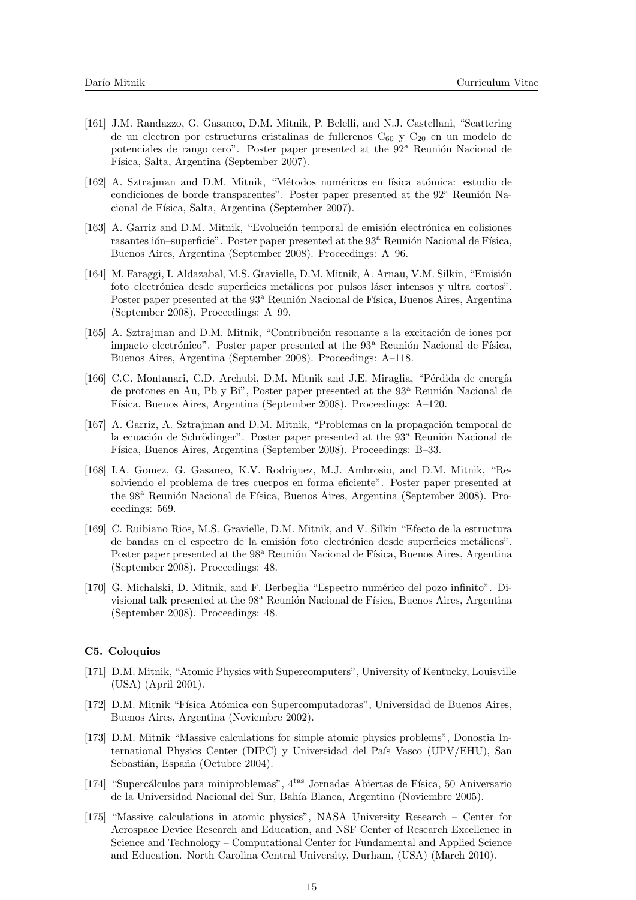[161] J.M. Randazzo, G. Gasaneo, D.M. Mitnik, P. Belelli, and N.J. Castellani, "Scattering de un electron por estructuras cristalinas de fullerenos $C_{60}$ y $C_{20}$ en un modelo de potenciales de rango cero". Poster paper presented at the 92ª Reunión Nacional de Física, Salta, Argentina (September 2007).

[162] A. Sztrajman and D.M. Mitnik, "Métodos numéricos en física atómica: estudio de condiciones de borde transparentes". Poster paper presented at the 92ª Reunión Nacional de Física, Salta, Argentina (September 2007).

[163] A. Garriz and D.M. Mitnik, "Evolución temporal de emisión electrónica en colisiones rasantes ión–superficie". Poster paper presented at the 93ª Reunión Nacional de Física, Buenos Aires, Argentina (September 2008). Proceedings: A–96.

[164] M. Faraggi, I. Aldazabal, M.S. Gravielle, D.M. Mitnik, A. Arnau, V.M. Silkin, "Emisión foto–electrónica desde superficies metálicas por pulsos láser intensos y ultra–cortos". Poster paper presented at the 93ª Reunión Nacional de Física, Buenos Aires, Argentina (September 2008). Proceedings: A–99.

[165] A. Sztrajman and D.M. Mitnik, "Contribución resonante a la excitación de iones por impacto electrónico". Poster paper presented at the 93ª Reunión Nacional de Física, Buenos Aires, Argentina (September 2008). Proceedings: A–118.

[166] C.C. Montanari, C.D. Archubi, D.M. Mitnik and J.E. Miraglia, "Pérdida de energía de protones en Au, Pb y Bi", Poster paper presented at the 93ª Reunión Nacional de Física, Buenos Aires, Argentina (September 2008). Proceedings: A–120.

[167] A. Garriz, A. Sztrajman and D.M. Mitnik, "Problemas en la propagación temporal de la ecuación de Schrödinger". Poster paper presented at the 93ª Reunión Nacional de Física, Buenos Aires, Argentina (September 2008). Proceedings: B–33.

[168] I.A. Gomez, G. Gasaneo, K.V. Rodriguez, M.J. Ambrosio, and D.M. Mitnik, "Resolviendo el problema de tres cuerpos en forma eficiente". Poster paper presented at the 98ª Reunión Nacional de Física, Buenos Aires, Argentina (September 2008). Proceedings: 569.

[169] C. Ruibiano Rios, M.S. Gravielle, D.M. Mitnik, and V. Silkin "Efecto de la estructura de bandas en el espectro de la emisión foto–electrónica desde superficies metálicas". Poster paper presented at the 98ª Reunión Nacional de Física, Buenos Aires, Argentina (September 2008). Proceedings: 48.

[170] G. Michalski, D. Mitnik, and F. Berbeglia "Espectro numérico del pozo infinito". Divisional talk presented at the 98ª Reunión Nacional de Física, Buenos Aires, Argentina (September 2008). Proceedings: 48.

#### C5. Coloquios

[171] D.M. Mitnik, "Atomic Physics with Supercomputers", University of Kentucky, Louisville (USA) (April 2001).

[172] D.M. Mitnik "Física Atómica con Supercomputadoras", Universidad de Buenos Aires, Buenos Aires, Argentina (Noviembre 2002).

[173] D.M. Mitnik "Massive calculations for simple atomic physics problems", Donostia International Physics Center (DIPC) y Universidad del País Vasco (UPV/EHU), San Sebastián, España (Octubre 2004).

[174] "Supercálculos para miniproblemas", 4tas Jornadas Abiertas de Física, 50 Aniversario de la Universidad Nacional del Sur, Bahía Blanca, Argentina (Noviembre 2005).

[175] "Massive calculations in atomic physics", NASA University Research – Center for Aerospace Device Research and Education, and NSF Center of Research Excellence in Science and Technology – Computational Center for Fundamental and Applied Science and Education. North Carolina Central University, Durham, (USA) (March 2010).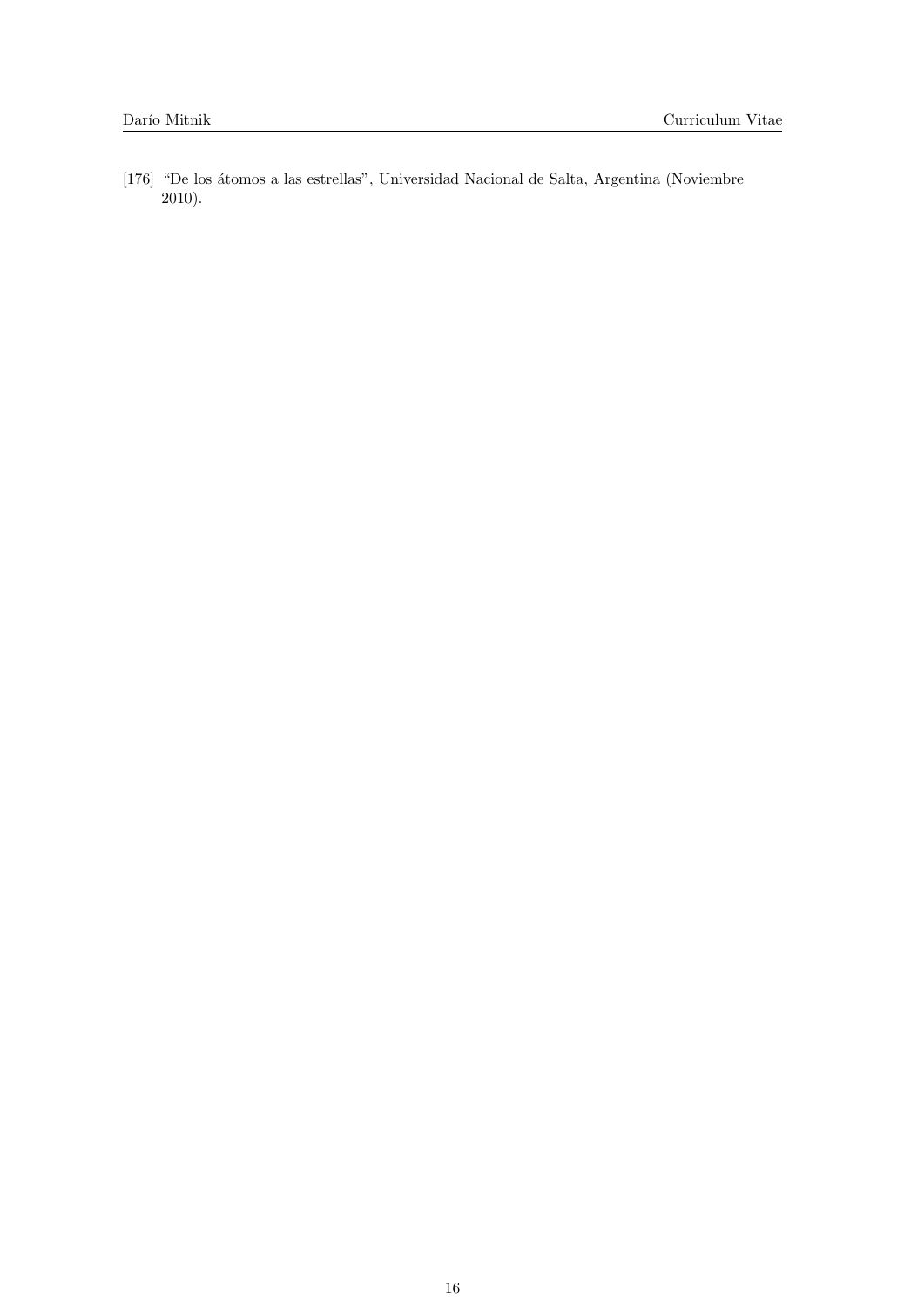[176] "De los átomos a las estrellas", Universidad Nacional de Salta, Argentina (Noviembre 2010).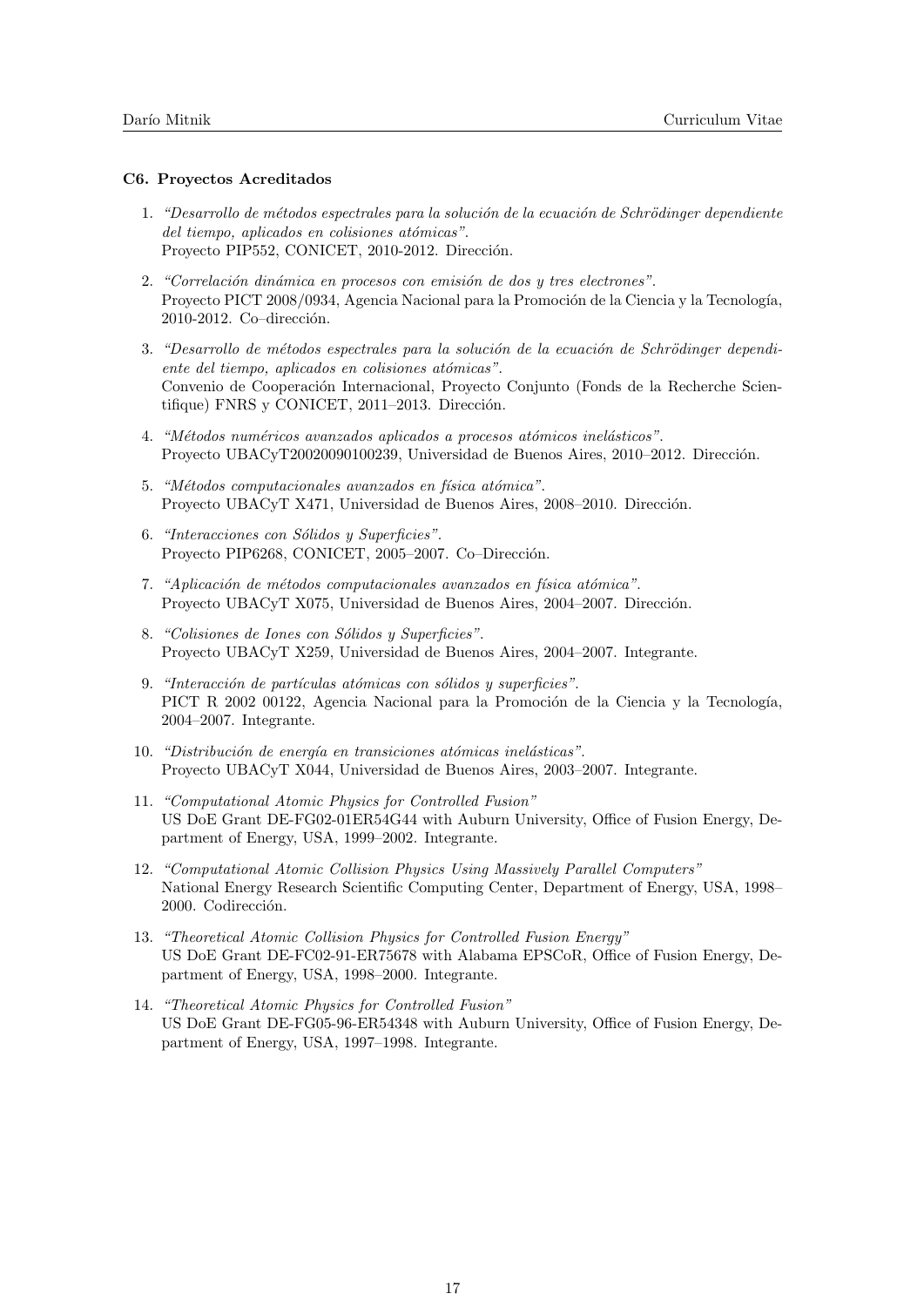**C6. Proyectos Acreditados**

1. *"Desarrollo de métodos espectrales para la solución de la ecuación de Schrödinger dependiente del tiempo, aplicados en colisiones atómicas".*
   Proyecto PIP552, CONICET, 2010-2012. Dirección.

2. *"Correlación dinámica en procesos con emisión de dos y tres electrones".*
   Proyecto PICT 2008/0934, Agencia Nacional para la Promoción de la Ciencia y la Tecnología, 2010-2012. Co–dirección.

3. *"Desarrollo de métodos espectrales para la solución de la ecuación de Schrödinger dependiente del tiempo, aplicados en colisiones atómicas".*
   Convenio de Cooperación Internacional, Proyecto Conjunto (Fonds de la Recherche Scientifique) FNRS y CONICET, 2011–2013. Dirección.

4. *"Métodos numéricos avanzados aplicados a procesos atómicos inelásticos".*
   Proyecto UBACyT20020090100239, Universidad de Buenos Aires, 2010–2012. Dirección.

5. *"Métodos computacionales avanzados en física atómica".*
   Proyecto UBACyT X471, Universidad de Buenos Aires, 2008–2010. Dirección.

6. *"Interacciones con Sólidos y Superficies".*
   Proyecto PIP6268, CONICET, 2005–2007. Co–Dirección.

7. *"Aplicación de métodos computacionales avanzados en física atómica".*
   Proyecto UBACyT X075, Universidad de Buenos Aires, 2004–2007. Dirección.

8. *"Colisiones de Iones con Sólidos y Superficies".*
   Proyecto UBACyT X259, Universidad de Buenos Aires, 2004–2007. Integrante.

9. *"Interacción de partículas atómicas con sólidos y superficies".*
   PICT R 2002 00122, Agencia Nacional para la Promoción de la Ciencia y la Tecnología, 2004–2007. Integrante.

10. *"Distribución de energía en transiciones atómicas inelásticas".*
    Proyecto UBACyT X044, Universidad de Buenos Aires, 2003–2007. Integrante.

11. *"Computational Atomic Physics for Controlled Fusion"*
    US DoE Grant DE-FG02-01ER54G44 with Auburn University, Office of Fusion Energy, Department of Energy, USA, 1999–2002. Integrante.

12. *"Computational Atomic Collision Physics Using Massively Parallel Computers"*
    National Energy Research Scientific Computing Center, Department of Energy, USA, 1998–2000. Codirección.

13. *"Theoretical Atomic Collision Physics for Controlled Fusion Energy"*
    US DoE Grant DE-FC02-91-ER75678 with Alabama EPSCoR, Office of Fusion Energy, Department of Energy, USA, 1998–2000. Integrante.

14. *"Theoretical Atomic Physics for Controlled Fusion"*
    US DoE Grant DE-FG05-96-ER54348 with Auburn University, Office of Fusion Energy, Department of Energy, USA, 1997–1998. Integrante.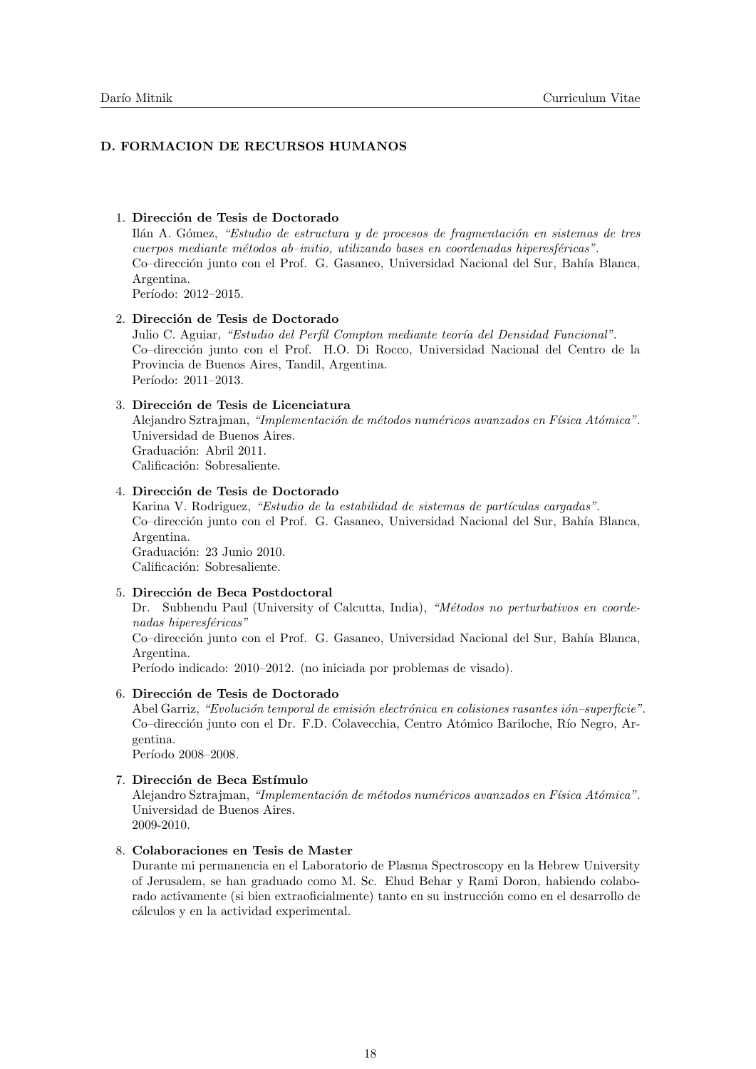## D. FORMACION DE RECURSOS HUMANOS

1. **Dirección de Tesis de Doctorado**
   Ilán A. Gómez, *"Estudio de estructura y de procesos de fragmentación en sistemas de tres cuerpos mediante métodos ab–initio, utilizando bases en coordenadas hiperesféricas"*.
   Co–dirección junto con el Prof. G. Gasaneo, Universidad Nacional del Sur, Bahía Blanca, Argentina.
   Período: 2012–2015.

2. **Dirección de Tesis de Doctorado**
   Julio C. Aguiar, *"Estudio del Perfil Compton mediante teoría del Densidad Funcional"*.
   Co–dirección junto con el Prof. H.O. Di Rocco, Universidad Nacional del Centro de la Provincia de Buenos Aires, Tandil, Argentina.
   Período: 2011–2013.

3. **Dirección de Tesis de Licenciatura**
   Alejandro Sztrajman, *"Implementación de métodos numéricos avanzados en Física Atómica"*.
   Universidad de Buenos Aires.
   Graduación: Abril 2011.
   Calificación: Sobresaliente.

4. **Dirección de Tesis de Doctorado**
   Karina V. Rodriguez, *"Estudio de la estabilidad de sistemas de partículas cargadas"*.
   Co–dirección junto con el Prof. G. Gasaneo, Universidad Nacional del Sur, Bahía Blanca, Argentina.
   Graduación: 23 Junio 2010.
   Calificación: Sobresaliente.

5. **Dirección de Beca Postdoctoral**
   Dr. Subhendu Paul (University of Calcutta, India), *"Métodos no perturbativos en coordenadas hiperesféricas"*
   Co–dirección junto con el Prof. G. Gasaneo, Universidad Nacional del Sur, Bahía Blanca, Argentina.
   Período indicado: 2010–2012. (no iniciada por problemas de visado).

6. **Dirección de Tesis de Doctorado**
   Abel Garriz, *"Evolución temporal de emisión electrónica en colisiones rasantes ión–superficie"*.
   Co–dirección junto con el Dr. F.D. Colavecchia, Centro Atómico Bariloche, Río Negro, Argentina.
   Período 2008–2008.

7. **Dirección de Beca Estímulo**
   Alejandro Sztrajman, *"Implementación de métodos numéricos avanzados en Física Atómica"*.
   Universidad de Buenos Aires.
   2009-2010.

8. **Colaboraciones en Tesis de Master**
   Durante mi permanencia en el Laboratorio de Plasma Spectroscopy en la Hebrew University of Jerusalem, se han graduado como M. Sc. Ehud Behar y Rami Doron, habiendo colaborado activamente (si bien extraoficialmente) tanto en su instrucción como en el desarrollo de cálculos y en la actividad experimental.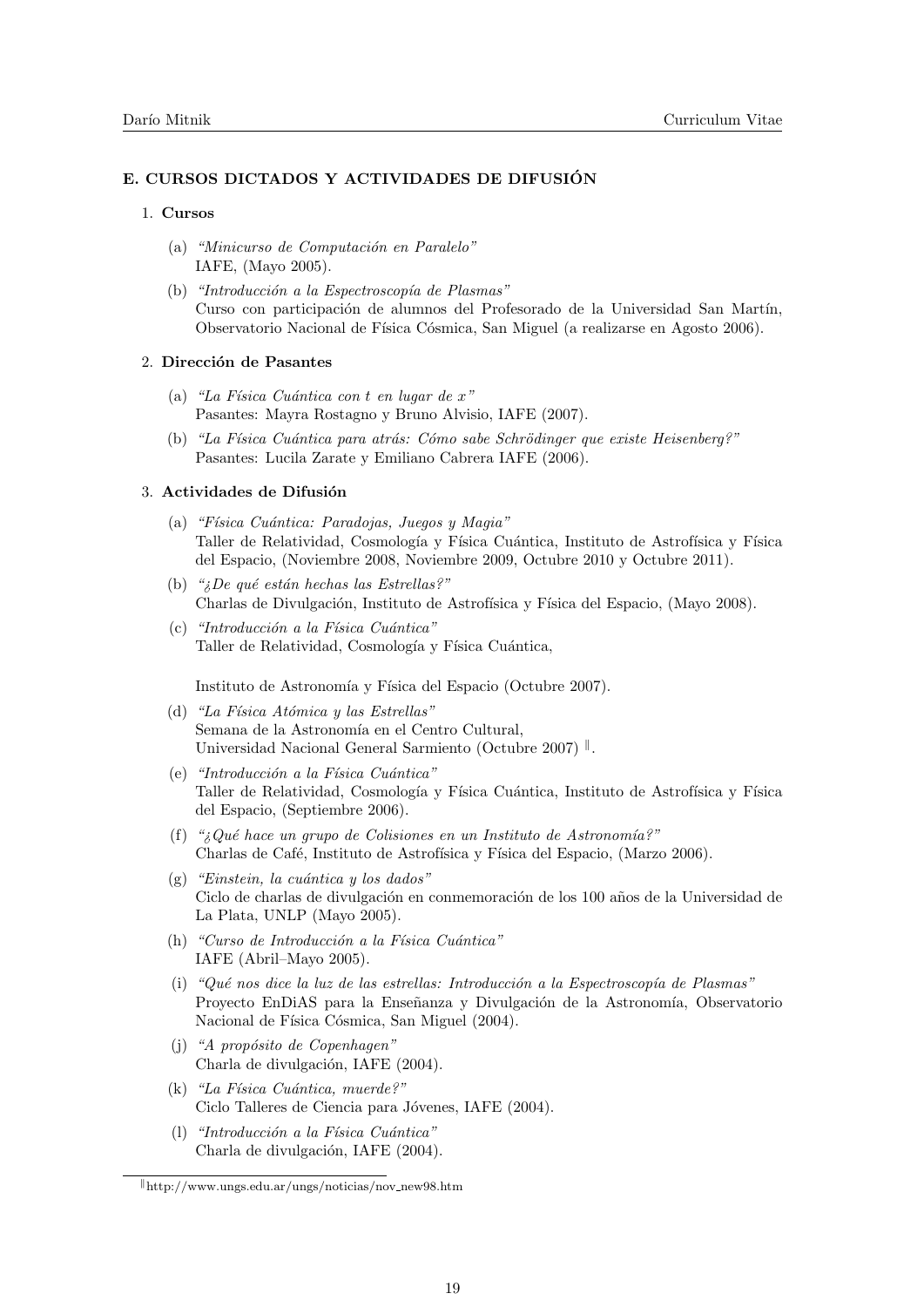## E. CURSOS DICTADOS Y ACTIVIDADES DE DIFUSIÓN

1. **Cursos**

   (a) *"Minicurso de Computación en Paralelo"*
   IAFE, (Mayo 2005).

   (b) *"Introducción a la Espectroscopía de Plasmas"*
   Curso con participación de alumnos del Profesorado de la Universidad San Martín, Observatorio Nacional de Física Cósmica, San Miguel (a realizarse en Agosto 2006).

2. **Dirección de Pasantes**

   (a) *"La Física Cuántica con t en lugar de x"*
   Pasantes: Mayra Rostagno y Bruno Alvisio, IAFE (2007).

   (b) *"La Física Cuántica para atrás: Cómo sabe Schrödinger que existe Heisenberg?"*
   Pasantes: Lucila Zarate y Emiliano Cabrera IAFE (2006).

3. **Actividades de Difusión**

   (a) *"Física Cuántica: Paradojas, Juegos y Magia"*
   Taller de Relatividad, Cosmología y Física Cuántica, Instituto de Astrofísica y Física del Espacio, (Noviembre 2008, Noviembre 2009, Octubre 2010 y Octubre 2011).

   (b) *"¿De qué están hechas las Estrellas?"*
   Charlas de Divulgación, Instituto de Astrofísica y Física del Espacio, (Mayo 2008).

   (c) *"Introducción a la Física Cuántica"*
   Taller de Relatividad, Cosmología y Física Cuántica,

   Instituto de Astronomía y Física del Espacio (Octubre 2007).

   (d) *"La Física Atómica y las Estrellas"*
   Semana de la Astronomía en el Centro Cultural,
   Universidad Nacional General Sarmiento (Octubre 2007) [‖].

   (e) *"Introducción a la Física Cuántica"*
   Taller de Relatividad, Cosmología y Física Cuántica, Instituto de Astrofísica y Física del Espacio, (Septiembre 2006).

   (f) *"¿Qué hace un grupo de Colisiones en un Instituto de Astronomía?"*
   Charlas de Café, Instituto de Astrofísica y Física del Espacio, (Marzo 2006).

   (g) *"Einstein, la cuántica y los dados"*
   Ciclo de charlas de divulgación en conmemoración de los 100 años de la Universidad de La Plata, UNLP (Mayo 2005).

   (h) *"Curso de Introducción a la Física Cuántica"*
   IAFE (Abril–Mayo 2005).

   (i) *"Qué nos dice la luz de las estrellas: Introducción a la Espectroscopía de Plasmas"*
   Proyecto EnDiAS para la Enseñanza y Divulgación de la Astronomía, Observatorio Nacional de Física Cósmica, San Miguel (2004).

   (j) *"A propósito de Copenhagen"*
   Charla de divulgación, IAFE (2004).

   (k) *"La Física Cuántica, muerde?"*
   Ciclo Talleres de Ciencia para Jóvenes, IAFE (2004).

   (l) *"Introducción a la Física Cuántica"*
   Charla de divulgación, IAFE (2004).

---

[‖] http://www.ungs.edu.ar/ungs/noticias/nov_new98.htm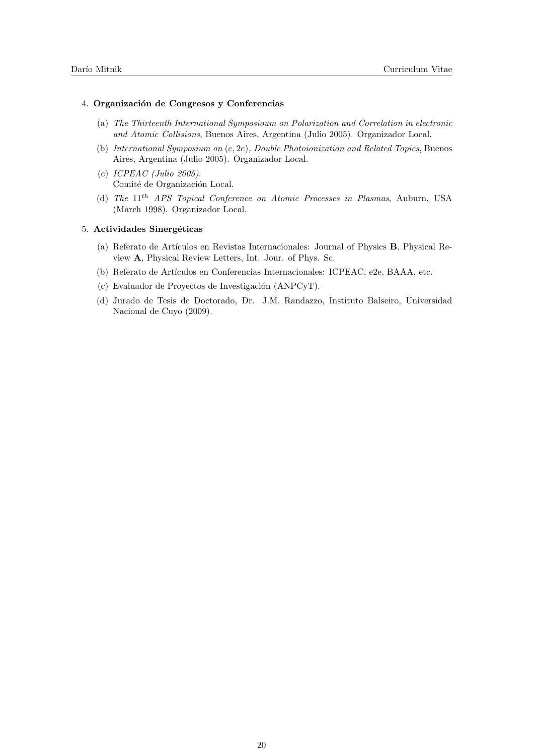4. **Organización de Congresos y Conferencias**

   (a) *The Thirteenth International Symposioum on Polarization and Correlation in electronic and Atomic Collisions*, Buenos Aires, Argentina (Julio 2005). Organizador Local.

   (b) *International Symposium on* $(e, 2e)$*, Double Photoionization and Related Topics*, Buenos Aires, Argentina (Julio 2005). Organizador Local.

   (c) *ICPEAC (Julio 2005).*
   Comité de Organización Local.

   (d) *The* $11^{th}$ *APS Topical Conference on Atomic Processes in Plasmas*, Auburn, USA (March 1998). Organizador Local.

5. **Actividades Sinergéticas**

   (a) Referato de Artículos en Revistas Internacionales: Journal of Physics **B**, Physical Review **A**, Physical Review Letters, Int. Jour. of Phys. Sc.

   (b) Referato de Artículos en Conferencias Internacionales: ICPEAC, e2e, BAAA, etc.

   (c) Evaluador de Proyectos de Investigación (ANPCyT).

   (d) Jurado de Tesis de Doctorado, Dr. J.M. Randazzo, Instituto Balseiro, Universidad Nacional de Cuyo (2009).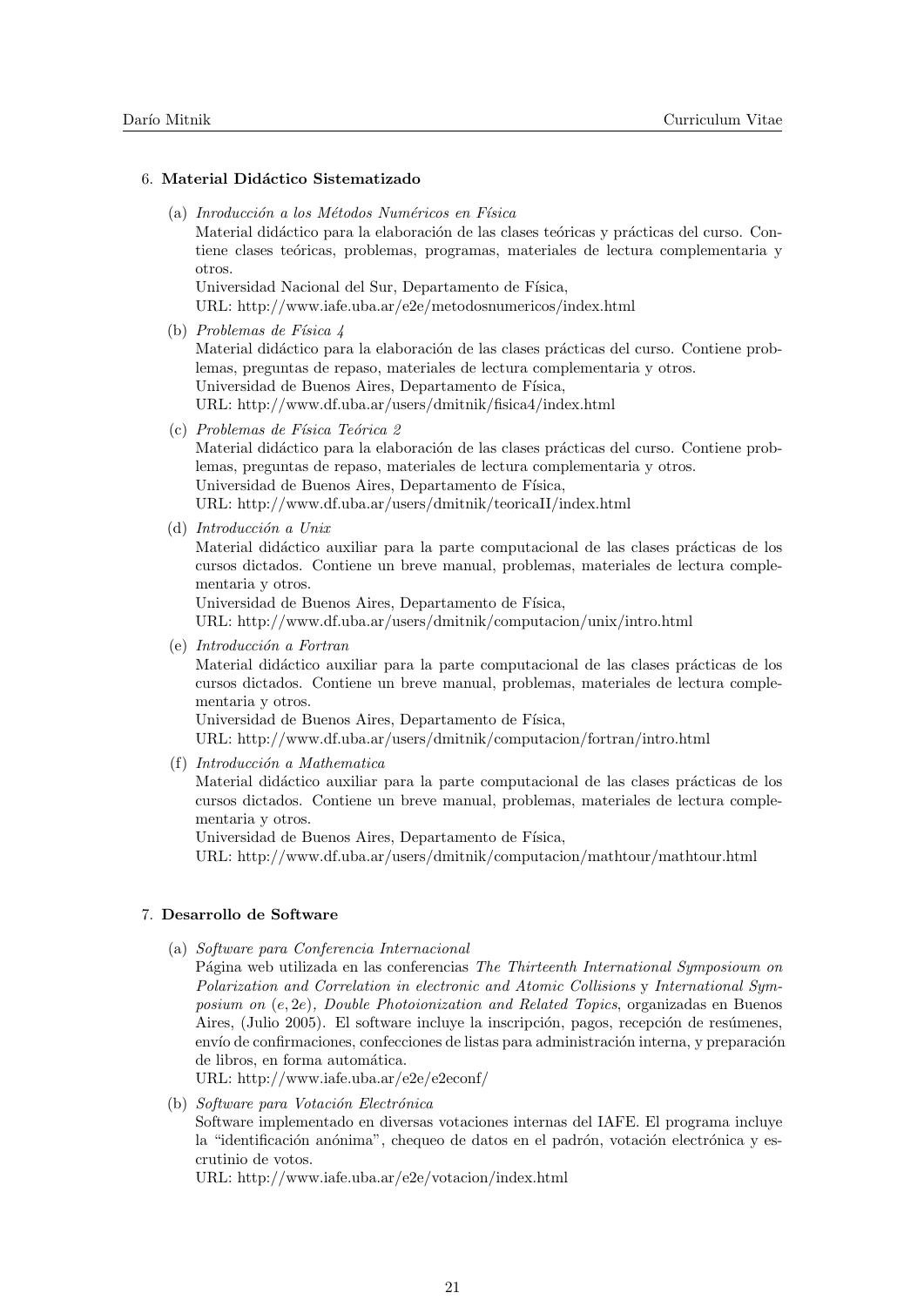6. **Material Didáctico Sistematizado**

   (a) *Inroducción a los Métodos Numéricos en Física*
   Material didáctico para la elaboración de las clases teóricas y prácticas del curso. Contiene clases teóricas, problemas, programas, materiales de lectura complementaria y otros.
   Universidad Nacional del Sur, Departamento de Física,
   URL: http://www.iafe.uba.ar/e2e/metodosnumericos/index.html

   (b) *Problemas de Física 4*
   Material didáctico para la elaboración de las clases prácticas del curso. Contiene problemas, preguntas de repaso, materiales de lectura complementaria y otros.
   Universidad de Buenos Aires, Departamento de Física,
   URL: http://www.df.uba.ar/users/dmitnik/fisica4/index.html

   (c) *Problemas de Física Teórica 2*
   Material didáctico para la elaboración de las clases prácticas del curso. Contiene problemas, preguntas de repaso, materiales de lectura complementaria y otros.
   Universidad de Buenos Aires, Departamento de Física,
   URL: http://www.df.uba.ar/users/dmitnik/teoricaII/index.html

   (d) *Introducción a Unix*
   Material didáctico auxiliar para la parte computacional de las clases prácticas de los cursos dictados. Contiene un breve manual, problemas, materiales de lectura complementaria y otros.
   Universidad de Buenos Aires, Departamento de Física,
   URL: http://www.df.uba.ar/users/dmitnik/computacion/unix/intro.html

   (e) *Introducción a Fortran*
   Material didáctico auxiliar para la parte computacional de las clases prácticas de los cursos dictados. Contiene un breve manual, problemas, materiales de lectura complementaria y otros.
   Universidad de Buenos Aires, Departamento de Física,
   URL: http://www.df.uba.ar/users/dmitnik/computacion/fortran/intro.html

   (f) *Introducción a Mathematica*
   Material didáctico auxiliar para la parte computacional de las clases prácticas de los cursos dictados. Contiene un breve manual, problemas, materiales de lectura complementaria y otros.
   Universidad de Buenos Aires, Departamento de Física,
   URL: http://www.df.uba.ar/users/dmitnik/computacion/mathtour/mathtour.html

7. **Desarrollo de Software**

   (a) *Software para Conferencia Internacional*
   Página web utilizada en las conferencias *The Thirteenth International Symposioum on Polarization and Correlation in electronic and Atomic Collisions* y *International Symposium on $(e, 2e)$, Double Photoionization and Related Topics*, organizadas en Buenos Aires, (Julio 2005). El software incluye la inscripción, pagos, recepción de resúmenes, envío de confirmaciones, confecciones de listas para administración interna, y preparación de libros, en forma automática.
   URL: http://www.iafe.uba.ar/e2e/e2econf/

   (b) *Software para Votación Electrónica*
   Software implementado en diversas votaciones internas del IAFE. El programa incluye la "identificación anónima", chequeo de datos en el padrón, votación electrónica y escrutinio de votos.
   URL: http://www.iafe.uba.ar/e2e/votacion/index.html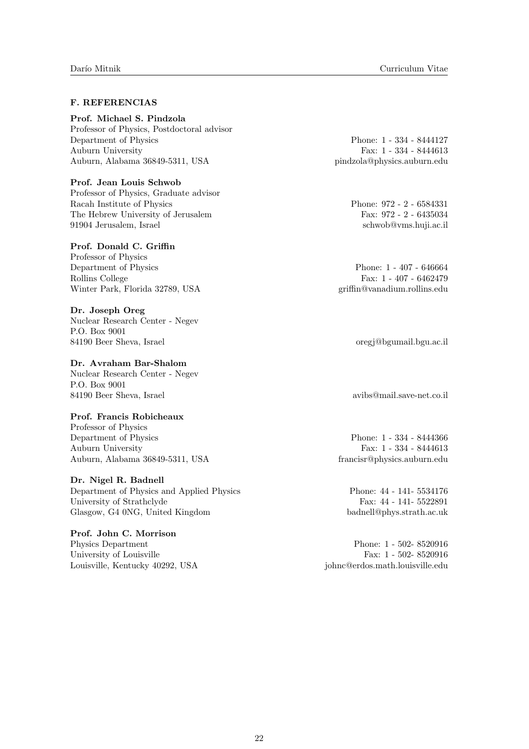### F. REFERENCIAS

**Prof. Michael S. Pindzola**
Professor of Physics, Postdoctoral advisor
Department of Physics
Auburn University
Auburn, Alabama 36849-5311, USA
Phone: 1 - 334 - 8444127
Fax: 1 - 334 - 8444613
pindzola@physics.auburn.edu

**Prof. Jean Louis Schwob**
Professor of Physics, Graduate advisor
Racah Institute of Physics
The Hebrew University of Jerusalem
91904 Jerusalem, Israel
Phone: 972 - 2 - 6584331
Fax: 972 - 2 - 6435034
schwob@vms.huji.ac.il

**Prof. Donald C. Griffin**
Professor of Physics
Department of Physics
Rollins College
Winter Park, Florida 32789, USA
Phone: 1 - 407 - 646664
Fax: 1 - 407 - 6462479
griffin@vanadium.rollins.edu

**Dr. Joseph Oreg**
Nuclear Research Center - Negev
P.O. Box 9001
84190 Beer Sheva, Israel
oregj@bgumail.bgu.ac.il

**Dr. Avraham Bar-Shalom**
Nuclear Research Center - Negev
P.O. Box 9001
84190 Beer Sheva, Israel
avibs@mail.save-net.co.il

**Prof. Francis Robicheaux**
Professor of Physics
Department of Physics
Auburn University
Auburn, Alabama 36849-5311, USA
Phone: 1 - 334 - 8444366
Fax: 1 - 334 - 8444613
francisr@physics.auburn.edu

**Dr. Nigel R. Badnell**
Department of Physics and Applied Physics
University of Strathclyde
Glasgow, G4 0NG, United Kingdom
Phone: 44 - 141- 5534176
Fax: 44 - 141- 5522891
badnell@phys.strath.ac.uk

**Prof. John C. Morrison**
Physics Department
University of Louisville
Louisville, Kentucky 40292, USA
Phone: 1 - 502- 8520916
Fax: 1 - 502- 8520916
johnc@erdos.math.louisville.edu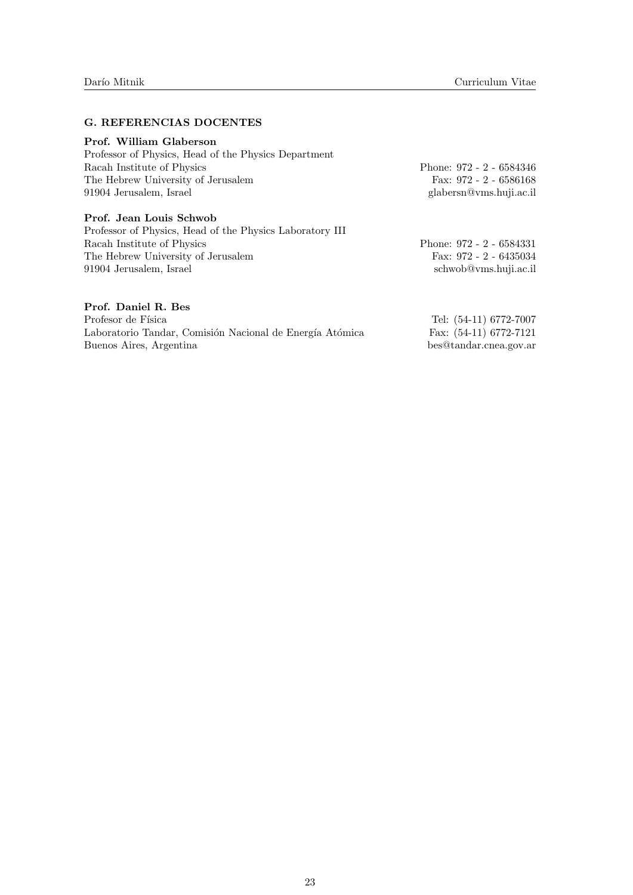### G. REFERENCIAS DOCENTES

**Prof. William Glaberson**
Professor of Physics, Head of the Physics Department
Racah Institute of Physics
The Hebrew University of Jerusalem
91904 Jerusalem, Israel

Phone: 972 - 2 - 6584346
Fax: 972 - 2 - 6586168
glabersn@vms.huji.ac.il

**Prof. Jean Louis Schwob**
Professor of Physics, Head of the Physics Laboratory III
Racah Institute of Physics
The Hebrew University of Jerusalem
91904 Jerusalem, Israel

Phone: 972 - 2 - 6584331
Fax: 972 - 2 - 6435034
schwob@vms.huji.ac.il

**Prof. Daniel R. Bes**
Profesor de Física
Laboratorio Tandar, Comisión Nacional de Energía Atómica
Buenos Aires, Argentina

Tel: (54-11) 6772-7007
Fax: (54-11) 6772-7121
bes@tandar.cnea.gov.ar